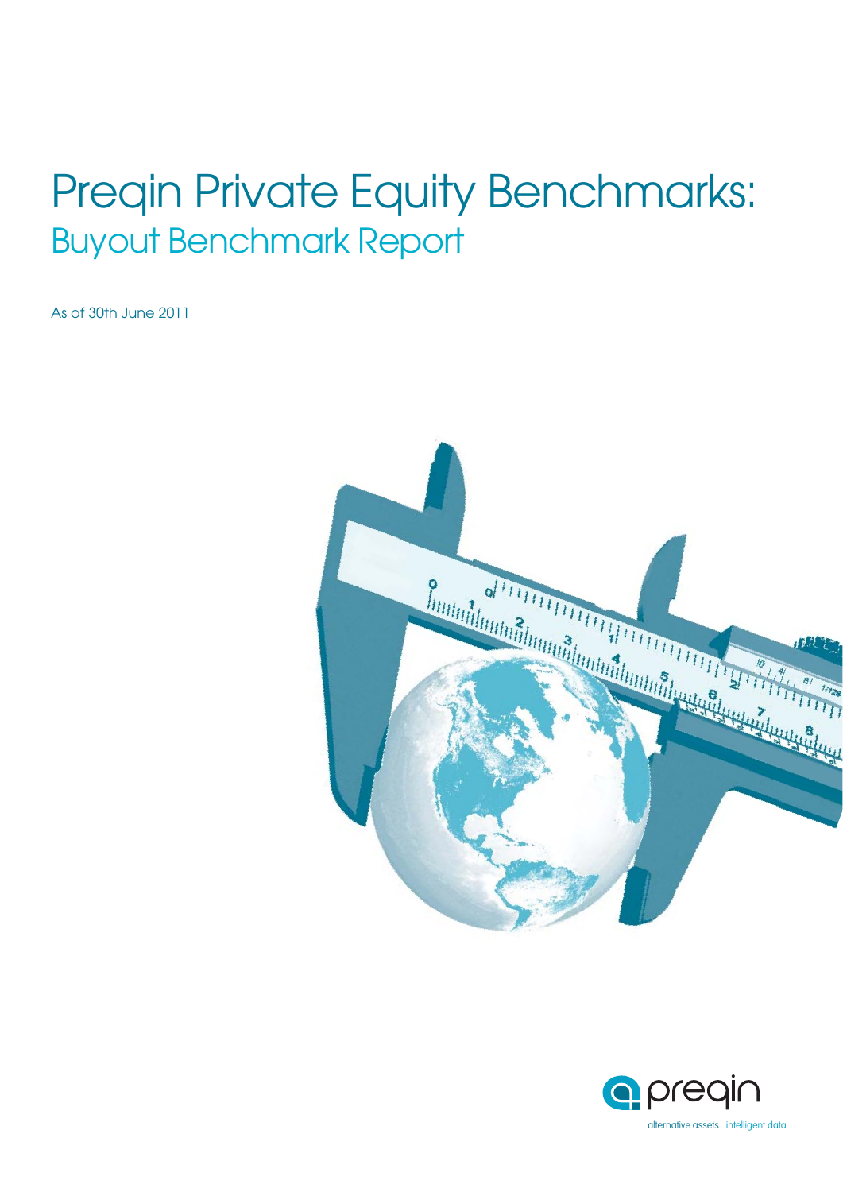# Preqin Private Equity Benchmarks:

## Buyout Benchmark Report

As of 30th June 2011

alternative assets. intelligent data.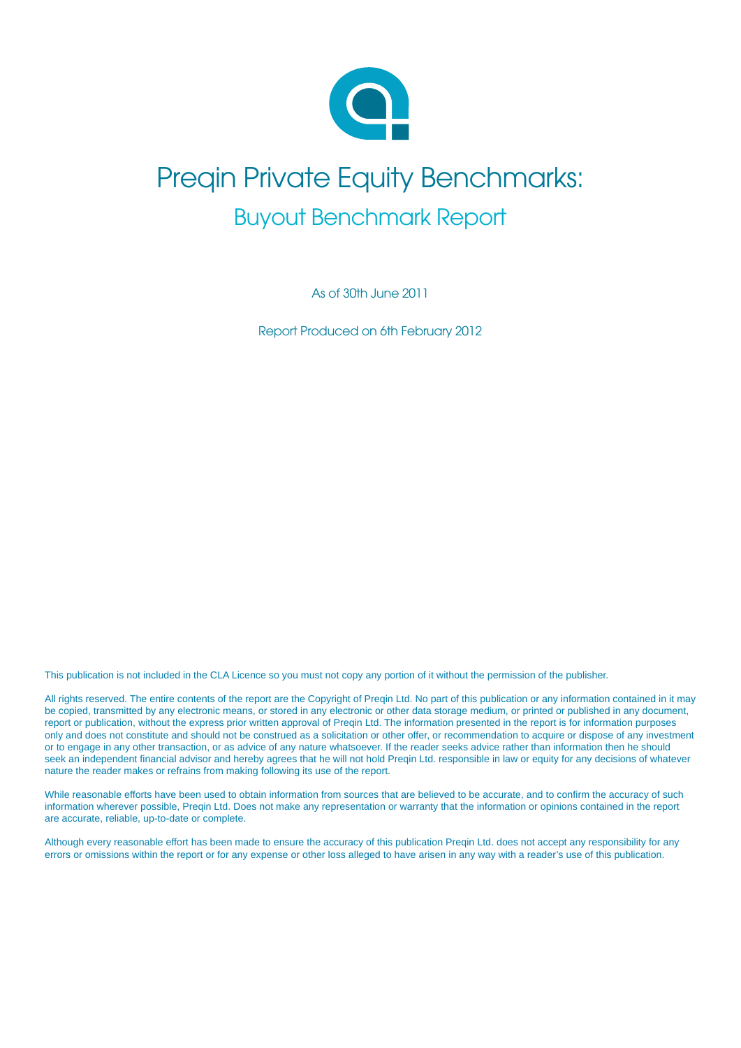# Preqin Private Equity Benchmarks:

## Buyout Benchmark Report

As of 30th June 2011

Report Produced on 6th February 2012

This publication is not included in the CLA Licence so you must not copy any portion of it without the permission of the publisher.

All rights reserved. The entire contents of the report are the Copyright of Preqin Ltd. No part of this publication or any information contained in it may be copied, transmitted by any electronic means, or stored in any electronic or other data storage medium, or printed or published in any document, report or publication, without the express prior written approval of Preqin Ltd. The information presented in the report is for information purposes only and does not constitute and should not be construed as a solicitation or other offer, or recommendation to acquire or dispose of any investment or to engage in any other transaction, or as advice of any nature whatsoever. If the reader seeks advice rather than information then he should seek an independent financial advisor and hereby agrees that he will not hold Preqin Ltd. responsible in law or equity for any decisions of whatever nature the reader makes or refrains from making following its use of the report.

While reasonable efforts have been used to obtain information from sources that are believed to be accurate, and to confirm the accuracy of such information wherever possible, Preqin Ltd. Does not make any representation or warranty that the information or opinions contained in the report are accurate, reliable, up-to-date or complete.

Although every reasonable effort has been made to ensure the accuracy of this publication Preqin Ltd. does not accept any responsibility for any errors or omissions within the report or for any expense or other loss alleged to have arisen in any way with a reader's use of this publication.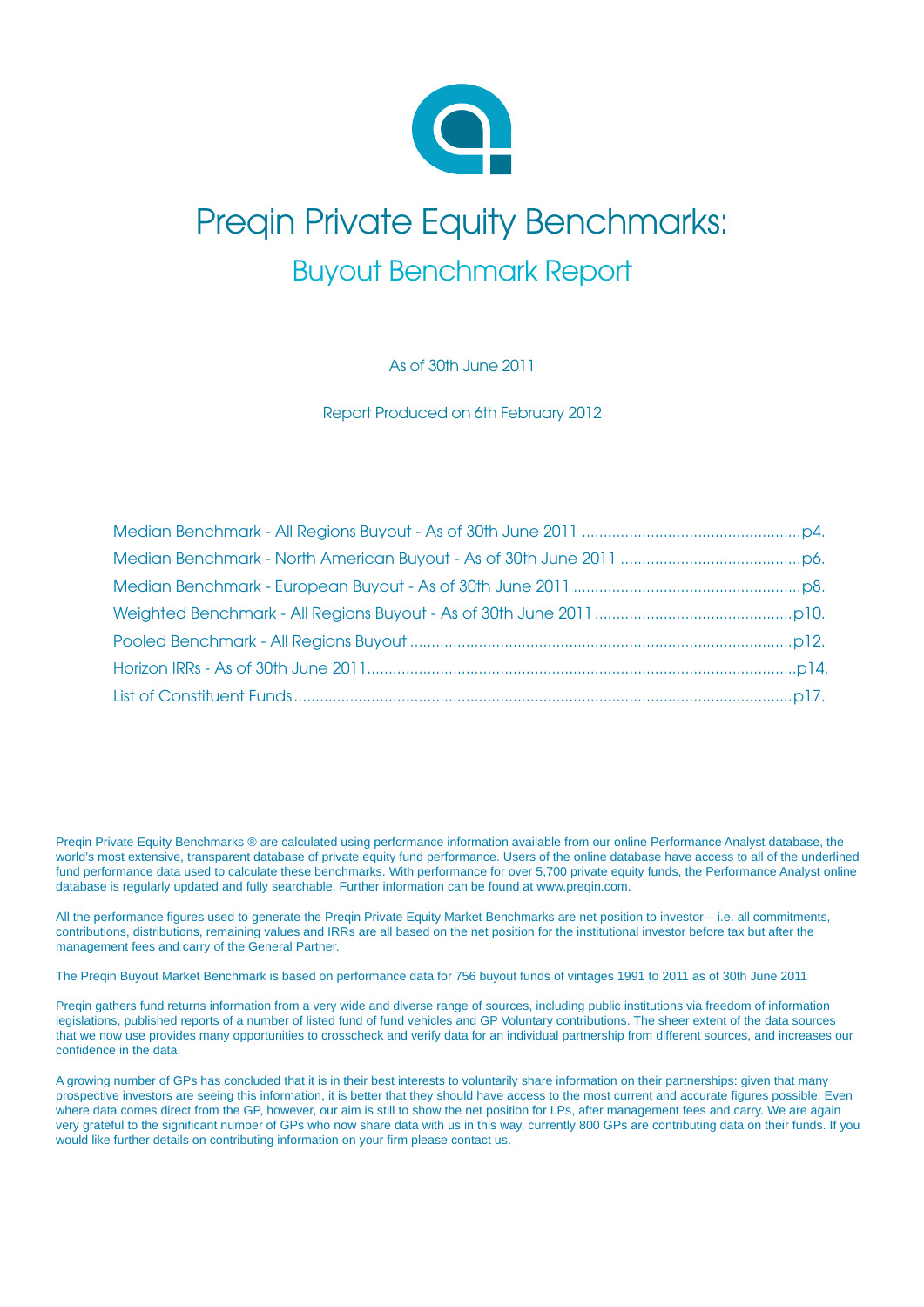# Preqin Private Equity Benchmarks:

## Buyout Benchmark Report

As of 30th June 2011

Report Produced on 6th February 2012

- Median Benchmark - All Regions Buyout - As of 30th June 2011 ..................................................p4.
- Median Benchmark - North American Buyout - As of 30th June 2011 ..........................................p6.
- Median Benchmark - European Buyout - As of 30th June 2011 ....................................................p8.
- Weighted Benchmark - All Regions Buyout - As of 30th June 2011 .............................................p10.
- Pooled Benchmark - All Regions Buyout ........................................................................................p12.
- Horizon IRRs - As of 30th June 2011....................................................................................................p14.
- List of Constituent Funds ....................................................................................................................p17.

Preqin Private Equity Benchmarks ® are calculated using performance information available from our online Performance Analyst database, the world's most extensive, transparent database of private equity fund performance. Users of the online database have access to all of the underlined fund performance data used to calculate these benchmarks. With performance for over 5,700 private equity funds, the Performance Analyst online database is regularly updated and fully searchable. Further information can be found at www.preqin.com.

All the performance figures used to generate the Preqin Private Equity Market Benchmarks are net position to investor – i.e. all commitments, contributions, distributions, remaining values and IRRs are all based on the net position for the institutional investor before tax but after the management fees and carry of the General Partner.

The Preqin Buyout Market Benchmark is based on performance data for 756 buyout funds of vintages 1991 to 2011 as of 30th June 2011

Preqin gathers fund returns information from a very wide and diverse range of sources, including public institutions via freedom of information legislations, published reports of a number of listed fund of fund vehicles and GP Voluntary contributions. The sheer extent of the data sources that we now use provides many opportunities to crosscheck and verify data for an individual partnership from different sources, and increases our confidence in the data.

A growing number of GPs has concluded that it is in their best interests to voluntarily share information on their partnerships: given that many prospective investors are seeing this information, it is better that they should have access to the most current and accurate figures possible. Even where data comes direct from the GP, however, our aim is still to show the net position for LPs, after management fees and carry. We are again very grateful to the significant number of GPs who now share data with us in this way, currently 800 GPs are contributing data on their funds. If you would like further details on contributing information on your firm please contact us.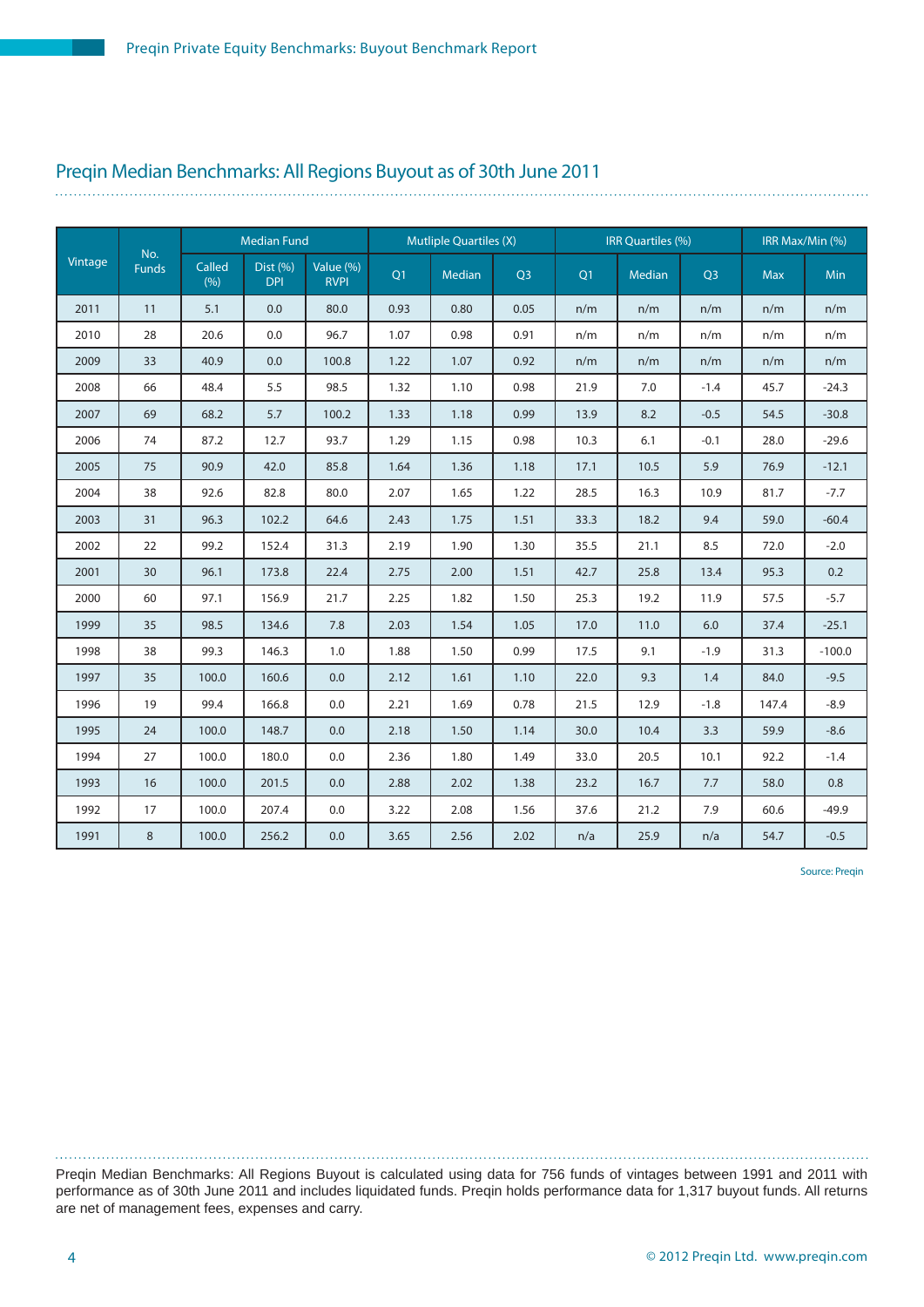## Preqin Median Benchmarks: All Regions Buyout as of 30th June 2011

| Vintage | No. Funds | Median Fund | | | Mutliple Quartiles (X) | | | IRR Quartiles (%) | | | IRR Max/Min (%) | |
|---|---|---|---|---|---|---|---|---|---|---|---|---|
| | | Called (%) | Dist (%) DPI | Value (%) RVPI | Q1 | Median | Q3 | Q1 | Median | Q3 | Max | Min |
| 2011 | 11 | 5.1 | 0.0 | 80.0 | 0.93 | 0.80 | 0.05 | n/m | n/m | n/m | n/m | n/m |
| 2010 | 28 | 20.6 | 0.0 | 96.7 | 1.07 | 0.98 | 0.91 | n/m | n/m | n/m | n/m | n/m |
| 2009 | 33 | 40.9 | 0.0 | 100.8 | 1.22 | 1.07 | 0.92 | n/m | n/m | n/m | n/m | n/m |
| 2008 | 66 | 48.4 | 5.5 | 98.5 | 1.32 | 1.10 | 0.98 | 21.9 | 7.0 | -1.4 | 45.7 | -24.3 |
| 2007 | 69 | 68.2 | 5.7 | 100.2 | 1.33 | 1.18 | 0.99 | 13.9 | 8.2 | -0.5 | 54.5 | -30.8 |
| 2006 | 74 | 87.2 | 12.7 | 93.7 | 1.29 | 1.15 | 0.98 | 10.3 | 6.1 | -0.1 | 28.0 | -29.6 |
| 2005 | 75 | 90.9 | 42.0 | 85.8 | 1.64 | 1.36 | 1.18 | 17.1 | 10.5 | 5.9 | 76.9 | -12.1 |
| 2004 | 38 | 92.6 | 82.8 | 80.0 | 2.07 | 1.65 | 1.22 | 28.5 | 16.3 | 10.9 | 81.7 | -7.7 |
| 2003 | 31 | 96.3 | 102.2 | 64.6 | 2.43 | 1.75 | 1.51 | 33.3 | 18.2 | 9.4 | 59.0 | -60.4 |
| 2002 | 22 | 99.2 | 152.4 | 31.3 | 2.19 | 1.90 | 1.30 | 35.5 | 21.1 | 8.5 | 72.0 | -2.0 |
| 2001 | 30 | 96.1 | 173.8 | 22.4 | 2.75 | 2.00 | 1.51 | 42.7 | 25.8 | 13.4 | 95.3 | 0.2 |
| 2000 | 60 | 97.1 | 156.9 | 21.7 | 2.25 | 1.82 | 1.50 | 25.3 | 19.2 | 11.9 | 57.5 | -5.7 |
| 1999 | 35 | 98.5 | 134.6 | 7.8 | 2.03 | 1.54 | 1.05 | 17.0 | 11.0 | 6.0 | 37.4 | -25.1 |
| 1998 | 38 | 99.3 | 146.3 | 1.0 | 1.88 | 1.50 | 0.99 | 17.5 | 9.1 | -1.9 | 31.3 | -100.0 |
| 1997 | 35 | 100.0 | 160.6 | 0.0 | 2.12 | 1.61 | 1.10 | 22.0 | 9.3 | 1.4 | 84.0 | -9.5 |
| 1996 | 19 | 99.4 | 166.8 | 0.0 | 2.21 | 1.69 | 0.78 | 21.5 | 12.9 | -1.8 | 147.4 | -8.9 |
| 1995 | 24 | 100.0 | 148.7 | 0.0 | 2.18 | 1.50 | 1.14 | 30.0 | 10.4 | 3.3 | 59.9 | -8.6 |
| 1994 | 27 | 100.0 | 180.0 | 0.0 | 2.36 | 1.80 | 1.49 | 33.0 | 20.5 | 10.1 | 92.2 | -1.4 |
| 1993 | 16 | 100.0 | 201.5 | 0.0 | 2.88 | 2.02 | 1.38 | 23.2 | 16.7 | 7.7 | 58.0 | 0.8 |
| 1992 | 17 | 100.0 | 207.4 | 0.0 | 3.22 | 2.08 | 1.56 | 37.6 | 21.2 | 7.9 | 60.6 | -49.9 |
| 1991 | 8 | 100.0 | 256.2 | 0.0 | 3.65 | 2.56 | 2.02 | n/a | 25.9 | n/a | 54.7 | -0.5 |

Source: Preqin

Preqin Median Benchmarks: All Regions Buyout is calculated using data for 756 funds of vintages between 1991 and 2011 with performance as of 30th June 2011 and includes liquidated funds. Preqin holds performance data for 1,317 buyout funds. All returns are net of management fees, expenses and carry.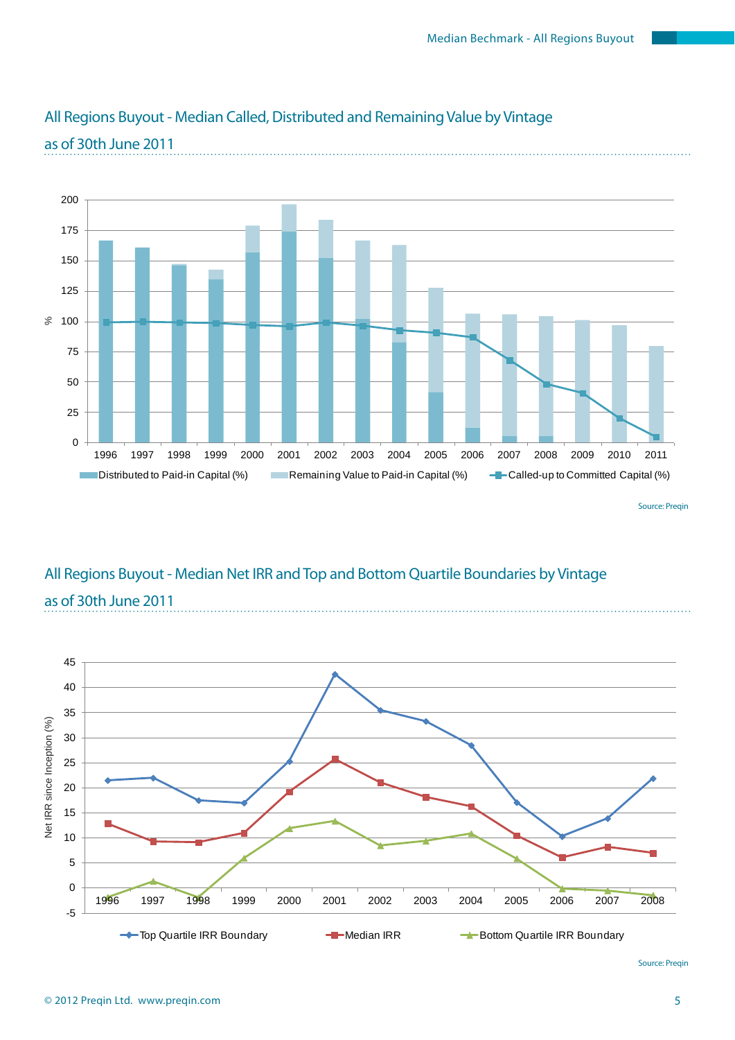## All Regions Buyout - Median Called, Distributed and Remaining Value by Vintage as of 30th June 2011

Source: Preqin

## All Regions Buyout - Median Net IRR and Top and Bottom Quartile Boundaries by Vintage as of 30th June 2011

Source: Preqin

© 2012 Preqin Ltd. www.preqin.com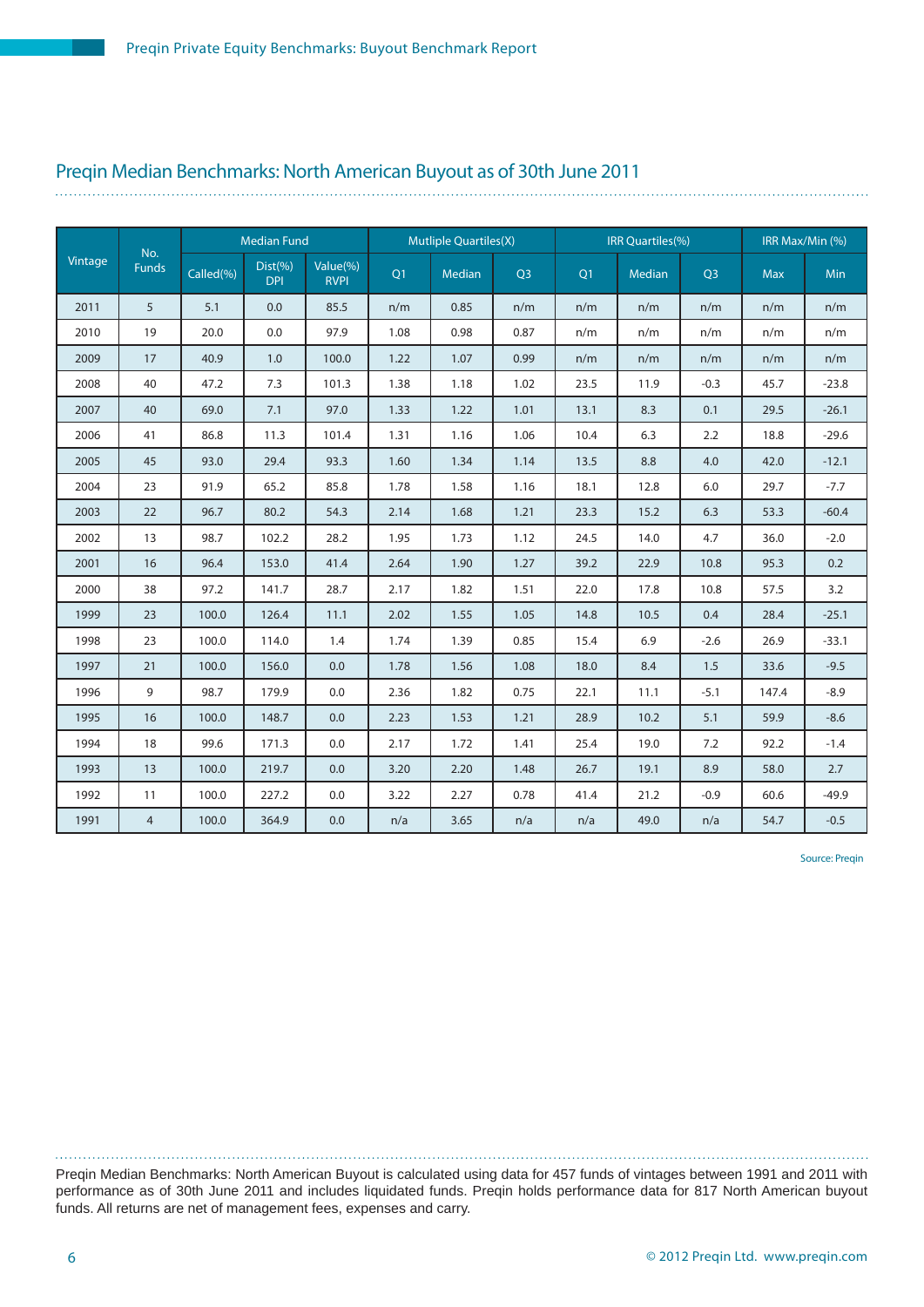## Preqin Median Benchmarks: North American Buyout as of 30th June 2011

| Vintage | No. Funds | Median Fund | | | Mutliple Quartiles(X) | | | IRR Quartiles(%) | | | IRR Max/Min (%) | |
|---|---|---|---|---|---|---|---|---|---|---|---|---|
| | | Called(%) | Dist(%) DPI | Value(%) RVPI | Q1 | Median | Q3 | Q1 | Median | Q3 | Max | Min |
| 2011 | 5 | 5.1 | 0.0 | 85.5 | n/m | 0.85 | n/m | n/m | n/m | n/m | n/m | n/m |
| 2010 | 19 | 20.0 | 0.0 | 97.9 | 1.08 | 0.98 | 0.87 | n/m | n/m | n/m | n/m | n/m |
| 2009 | 17 | 40.9 | 1.0 | 100.0 | 1.22 | 1.07 | 0.99 | n/m | n/m | n/m | n/m | n/m |
| 2008 | 40 | 47.2 | 7.3 | 101.3 | 1.38 | 1.18 | 1.02 | 23.5 | 11.9 | -0.3 | 45.7 | -23.8 |
| 2007 | 40 | 69.0 | 7.1 | 97.0 | 1.33 | 1.22 | 1.01 | 13.1 | 8.3 | 0.1 | 29.5 | -26.1 |
| 2006 | 41 | 86.8 | 11.3 | 101.4 | 1.31 | 1.16 | 1.06 | 10.4 | 6.3 | 2.2 | 18.8 | -29.6 |
| 2005 | 45 | 93.0 | 29.4 | 93.3 | 1.60 | 1.34 | 1.14 | 13.5 | 8.8 | 4.0 | 42.0 | -12.1 |
| 2004 | 23 | 91.9 | 65.2 | 85.8 | 1.78 | 1.58 | 1.16 | 18.1 | 12.8 | 6.0 | 29.7 | -7.7 |
| 2003 | 22 | 96.7 | 80.2 | 54.3 | 2.14 | 1.68 | 1.21 | 23.3 | 15.2 | 6.3 | 53.3 | -60.4 |
| 2002 | 13 | 98.7 | 102.2 | 28.2 | 1.95 | 1.73 | 1.12 | 24.5 | 14.0 | 4.7 | 36.0 | -2.0 |
| 2001 | 16 | 96.4 | 153.0 | 41.4 | 2.64 | 1.90 | 1.27 | 39.2 | 22.9 | 10.8 | 95.3 | 0.2 |
| 2000 | 38 | 97.2 | 141.7 | 28.7 | 2.17 | 1.82 | 1.51 | 22.0 | 17.8 | 10.8 | 57.5 | 3.2 |
| 1999 | 23 | 100.0 | 126.4 | 11.1 | 2.02 | 1.55 | 1.05 | 14.8 | 10.5 | 0.4 | 28.4 | -25.1 |
| 1998 | 23 | 100.0 | 114.0 | 1.4 | 1.74 | 1.39 | 0.85 | 15.4 | 6.9 | -2.6 | 26.9 | -33.1 |
| 1997 | 21 | 100.0 | 156.0 | 0.0 | 1.78 | 1.56 | 1.08 | 18.0 | 8.4 | 1.5 | 33.6 | -9.5 |
| 1996 | 9 | 98.7 | 179.9 | 0.0 | 2.36 | 1.82 | 0.75 | 22.1 | 11.1 | -5.1 | 147.4 | -8.9 |
| 1995 | 16 | 100.0 | 148.7 | 0.0 | 2.23 | 1.53 | 1.21 | 28.9 | 10.2 | 5.1 | 59.9 | -8.6 |
| 1994 | 18 | 99.6 | 171.3 | 0.0 | 2.17 | 1.72 | 1.41 | 25.4 | 19.0 | 7.2 | 92.2 | -1.4 |
| 1993 | 13 | 100.0 | 219.7 | 0.0 | 3.20 | 2.20 | 1.48 | 26.7 | 19.1 | 8.9 | 58.0 | 2.7 |
| 1992 | 11 | 100.0 | 227.2 | 0.0 | 3.22 | 2.27 | 0.78 | 41.4 | 21.2 | -0.9 | 60.6 | -49.9 |
| 1991 | 4 | 100.0 | 364.9 | 0.0 | n/a | 3.65 | n/a | n/a | 49.0 | n/a | 54.7 | -0.5 |

Source: Preqin

Preqin Median Benchmarks: North American Buyout is calculated using data for 457 funds of vintages between 1991 and 2011 with performance as of 30th June 2011 and includes liquidated funds. Preqin holds performance data for 817 North American buyout funds. All returns are net of management fees, expenses and carry.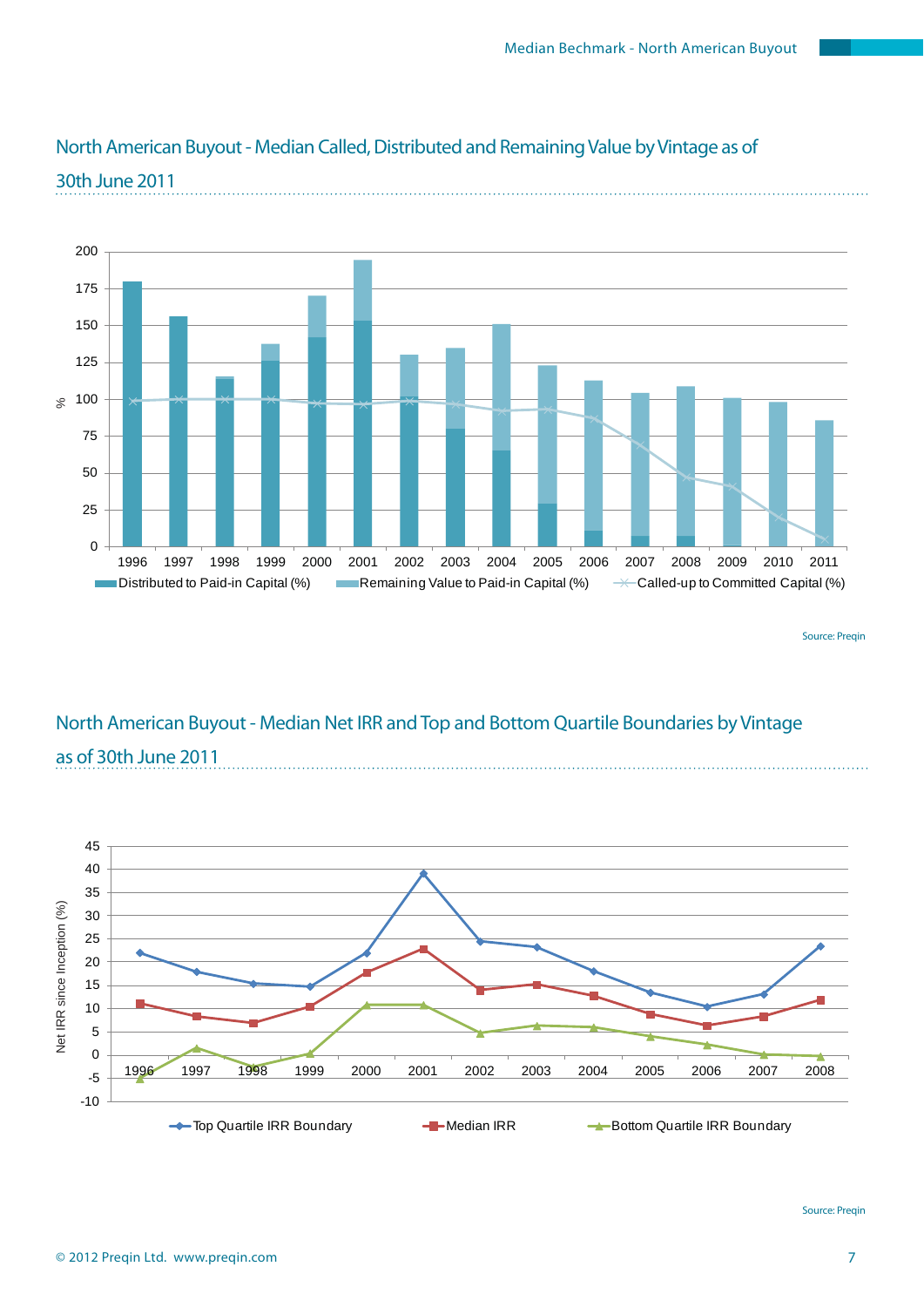## North American Buyout - Median Called, Distributed and Remaining Value by Vintage as of 30th June 2011

Source: Preqin

## North American Buyout - Median Net IRR and Top and Bottom Quartile Boundaries by Vintage as of 30th June 2011

Source: Preqin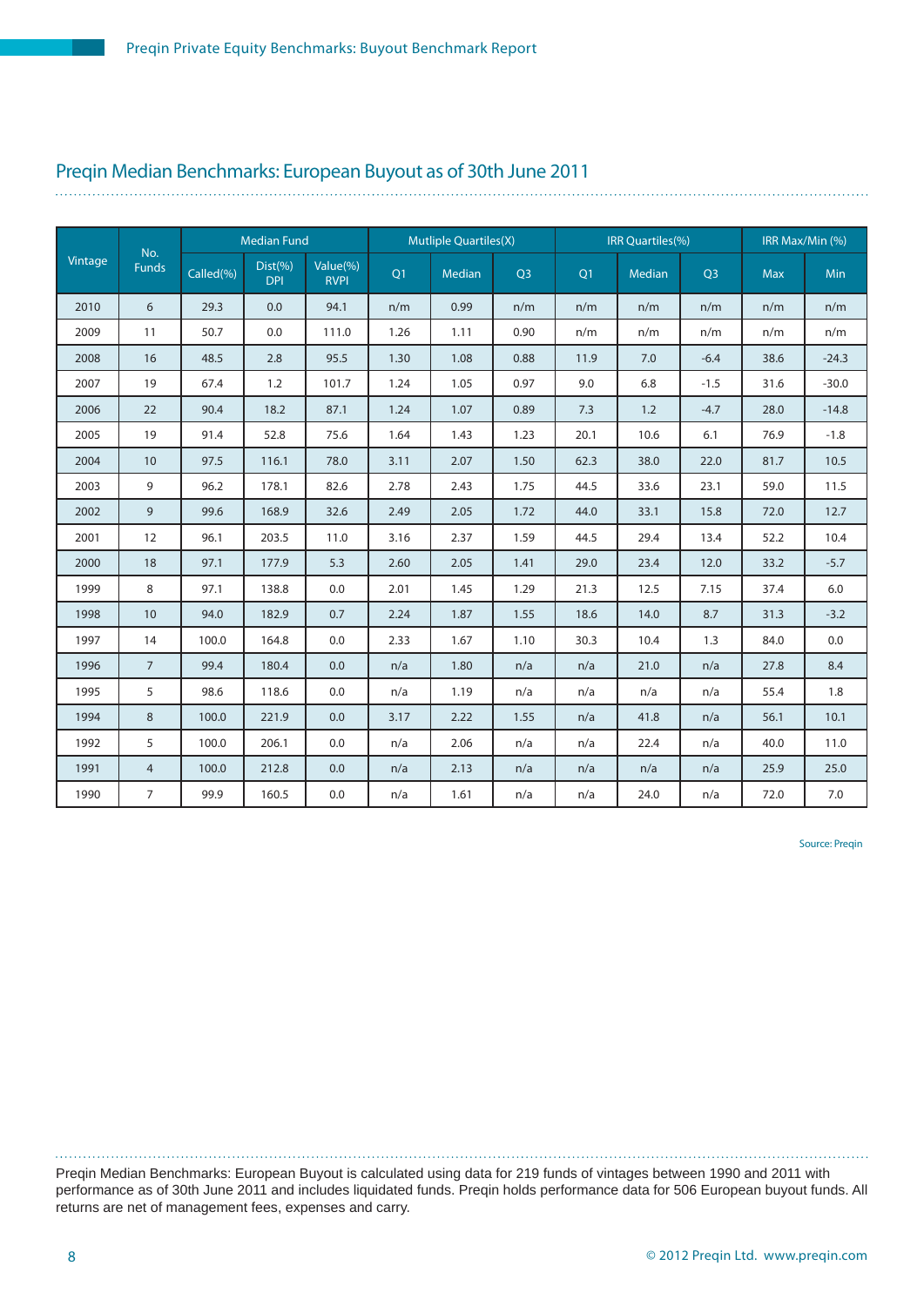## Preqin Median Benchmarks: European Buyout as of 30th June 2011

| Vintage | No. Funds | Median Fund | | | Mutliple Quartiles(X) | | | IRR Quartiles(%) | | | IRR Max/Min (%) | |
|---|---|---|---|---|---|---|---|---|---|---|---|---|
| | | Called(%) | Dist(%) DPI | Value(%) RVPI | Q1 | Median | Q3 | Q1 | Median | Q3 | Max | Min |
| 2010 | 6 | 29.3 | 0.0 | 94.1 | n/m | 0.99 | n/m | n/m | n/m | n/m | n/m | n/m |
| 2009 | 11 | 50.7 | 0.0 | 111.0 | 1.26 | 1.11 | 0.90 | n/m | n/m | n/m | n/m | n/m |
| 2008 | 16 | 48.5 | 2.8 | 95.5 | 1.30 | 1.08 | 0.88 | 11.9 | 7.0 | -6.4 | 38.6 | -24.3 |
| 2007 | 19 | 67.4 | 1.2 | 101.7 | 1.24 | 1.05 | 0.97 | 9.0 | 6.8 | -1.5 | 31.6 | -30.0 |
| 2006 | 22 | 90.4 | 18.2 | 87.1 | 1.24 | 1.07 | 0.89 | 7.3 | 1.2 | -4.7 | 28.0 | -14.8 |
| 2005 | 19 | 91.4 | 52.8 | 75.6 | 1.64 | 1.43 | 1.23 | 20.1 | 10.6 | 6.1 | 76.9 | -1.8 |
| 2004 | 10 | 97.5 | 116.1 | 78.0 | 3.11 | 2.07 | 1.50 | 62.3 | 38.0 | 22.0 | 81.7 | 10.5 |
| 2003 | 9 | 96.2 | 178.1 | 82.6 | 2.78 | 2.43 | 1.75 | 44.5 | 33.6 | 23.1 | 59.0 | 11.5 |
| 2002 | 9 | 99.6 | 168.9 | 32.6 | 2.49 | 2.05 | 1.72 | 44.0 | 33.1 | 15.8 | 72.0 | 12.7 |
| 2001 | 12 | 96.1 | 203.5 | 11.0 | 3.16 | 2.37 | 1.59 | 44.5 | 29.4 | 13.4 | 52.2 | 10.4 |
| 2000 | 18 | 97.1 | 177.9 | 5.3 | 2.60 | 2.05 | 1.41 | 29.0 | 23.4 | 12.0 | 33.2 | -5.7 |
| 1999 | 8 | 97.1 | 138.8 | 0.0 | 2.01 | 1.45 | 1.29 | 21.3 | 12.5 | 7.15 | 37.4 | 6.0 |
| 1998 | 10 | 94.0 | 182.9 | 0.7 | 2.24 | 1.87 | 1.55 | 18.6 | 14.0 | 8.7 | 31.3 | -3.2 |
| 1997 | 14 | 100.0 | 164.8 | 0.0 | 2.33 | 1.67 | 1.10 | 30.3 | 10.4 | 1.3 | 84.0 | 0.0 |
| 1996 | 7 | 99.4 | 180.4 | 0.0 | n/a | 1.80 | n/a | n/a | 21.0 | n/a | 27.8 | 8.4 |
| 1995 | 5 | 98.6 | 118.6 | 0.0 | n/a | 1.19 | n/a | n/a | n/a | n/a | 55.4 | 1.8 |
| 1994 | 8 | 100.0 | 221.9 | 0.0 | 3.17 | 2.22 | 1.55 | n/a | 41.8 | n/a | 56.1 | 10.1 |
| 1992 | 5 | 100.0 | 206.1 | 0.0 | n/a | 2.06 | n/a | n/a | 22.4 | n/a | 40.0 | 11.0 |
| 1991 | 4 | 100.0 | 212.8 | 0.0 | n/a | 2.13 | n/a | n/a | n/a | n/a | 25.9 | 25.0 |
| 1990 | 7 | 99.9 | 160.5 | 0.0 | n/a | 1.61 | n/a | n/a | 24.0 | n/a | 72.0 | 7.0 |

Source: Preqin

Preqin Median Benchmarks: European Buyout is calculated using data for 219 funds of vintages between 1990 and 2011 with performance as of 30th June 2011 and includes liquidated funds. Preqin holds performance data for 506 European buyout funds. All returns are net of management fees, expenses and carry.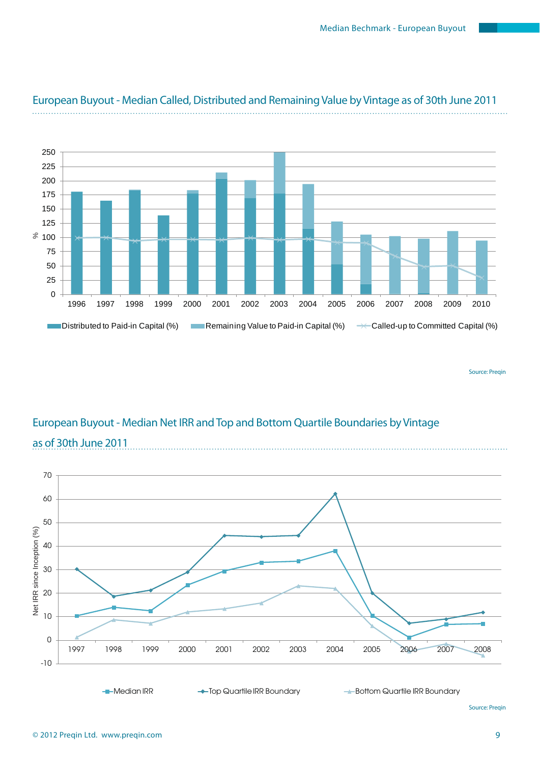## European Buyout - Median Called, Distributed and Remaining Value by Vintage as of 30th June 2011

Source: Preqin

## European Buyout - Median Net IRR and Top and Bottom Quartile Boundaries by Vintage as of 30th June 2011

Source: Preqin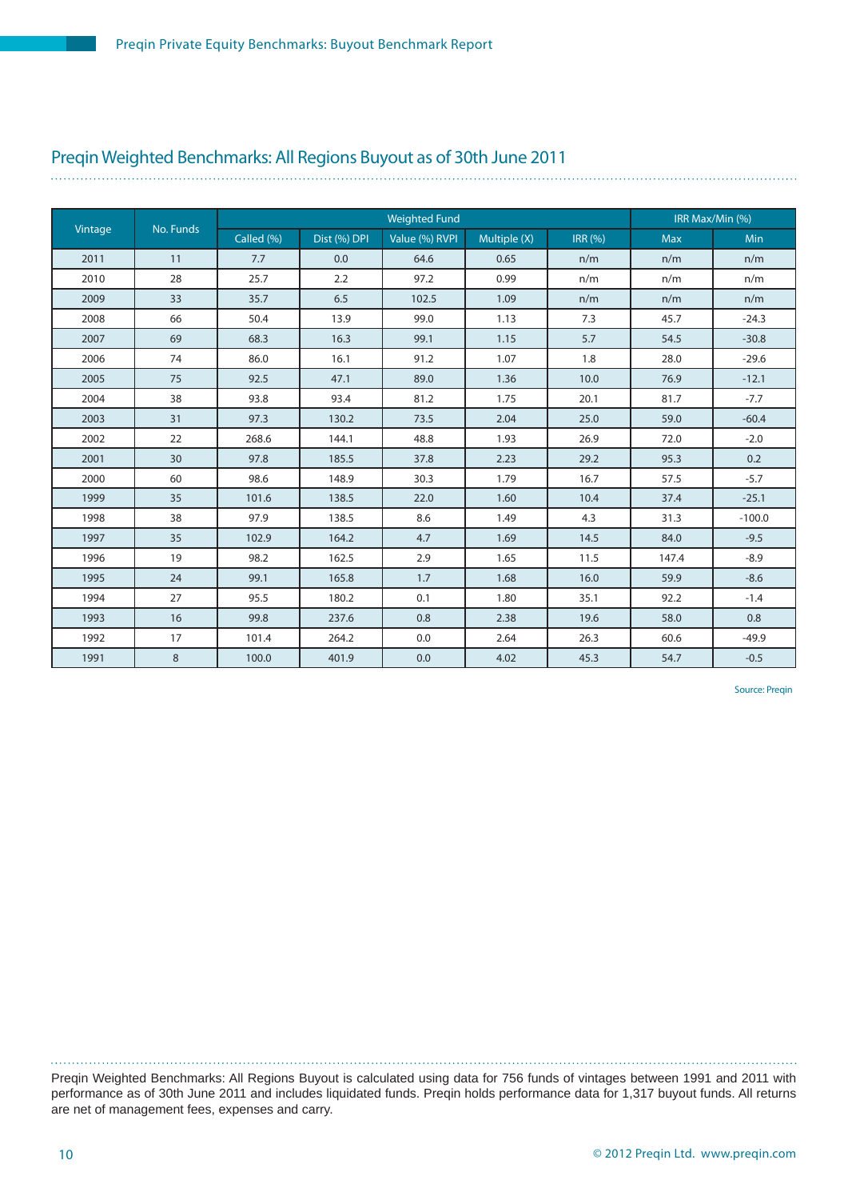## Preqin Weighted Benchmarks: All Regions Buyout as of 30th June 2011

| Vintage | No. Funds | Weighted Fund | | | | | IRR Max/Min (%) | |
|---|---|---|---|---|---|---|---|---|
| | | Called (%) | Dist (%) DPI | Value (%) RVPI | Multiple (X) | IRR (%) | Max | Min |
| 2011 | 11 | 7.7 | 0.0 | 64.6 | 0.65 | n/m | n/m | n/m |
| 2010 | 28 | 25.7 | 2.2 | 97.2 | 0.99 | n/m | n/m | n/m |
| 2009 | 33 | 35.7 | 6.5 | 102.5 | 1.09 | n/m | n/m | n/m |
| 2008 | 66 | 50.4 | 13.9 | 99.0 | 1.13 | 7.3 | 45.7 | -24.3 |
| 2007 | 69 | 68.3 | 16.3 | 99.1 | 1.15 | 5.7 | 54.5 | -30.8 |
| 2006 | 74 | 86.0 | 16.1 | 91.2 | 1.07 | 1.8 | 28.0 | -29.6 |
| 2005 | 75 | 92.5 | 47.1 | 89.0 | 1.36 | 10.0 | 76.9 | -12.1 |
| 2004 | 38 | 93.8 | 93.4 | 81.2 | 1.75 | 20.1 | 81.7 | -7.7 |
| 2003 | 31 | 97.3 | 130.2 | 73.5 | 2.04 | 25.0 | 59.0 | -60.4 |
| 2002 | 22 | 268.6 | 144.1 | 48.8 | 1.93 | 26.9 | 72.0 | -2.0 |
| 2001 | 30 | 97.8 | 185.5 | 37.8 | 2.23 | 29.2 | 95.3 | 0.2 |
| 2000 | 60 | 98.6 | 148.9 | 30.3 | 1.79 | 16.7 | 57.5 | -5.7 |
| 1999 | 35 | 101.6 | 138.5 | 22.0 | 1.60 | 10.4 | 37.4 | -25.1 |
| 1998 | 38 | 97.9 | 138.5 | 8.6 | 1.49 | 4.3 | 31.3 | -100.0 |
| 1997 | 35 | 102.9 | 164.2 | 4.7 | 1.69 | 14.5 | 84.0 | -9.5 |
| 1996 | 19 | 98.2 | 162.5 | 2.9 | 1.65 | 11.5 | 147.4 | -8.9 |
| 1995 | 24 | 99.1 | 165.8 | 1.7 | 1.68 | 16.0 | 59.9 | -8.6 |
| 1994 | 27 | 95.5 | 180.2 | 0.1 | 1.80 | 35.1 | 92.2 | -1.4 |
| 1993 | 16 | 99.8 | 237.6 | 0.8 | 2.38 | 19.6 | 58.0 | 0.8 |
| 1992 | 17 | 101.4 | 264.2 | 0.0 | 2.64 | 26.3 | 60.6 | -49.9 |
| 1991 | 8 | 100.0 | 401.9 | 0.0 | 4.02 | 45.3 | 54.7 | -0.5 |

Source: Preqin

Preqin Weighted Benchmarks: All Regions Buyout is calculated using data for 756 funds of vintages between 1991 and 2011 with performance as of 30th June 2011 and includes liquidated funds. Preqin holds performance data for 1,317 buyout funds. All returns are net of management fees, expenses and carry.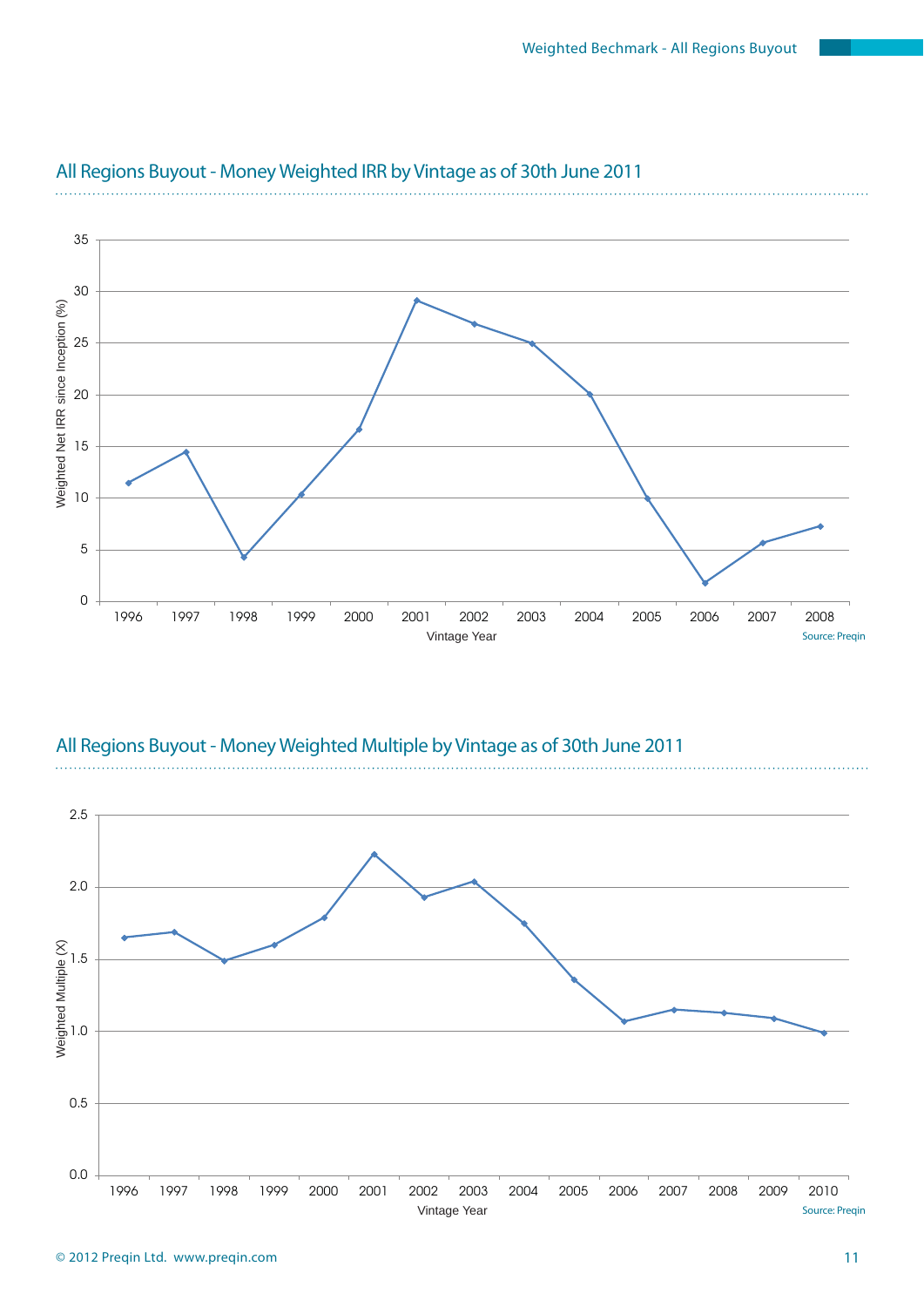## All Regions Buyout - Money Weighted IRR by Vintage as of 30th June 2011

Weighted Net IRR since Inception (%)

Vintage Year

Source: Preqin

## All Regions Buyout - Money Weighted Multiple by Vintage as of 30th June 2011

Weighted Multiple (X)

Vintage Year

Source: Preqin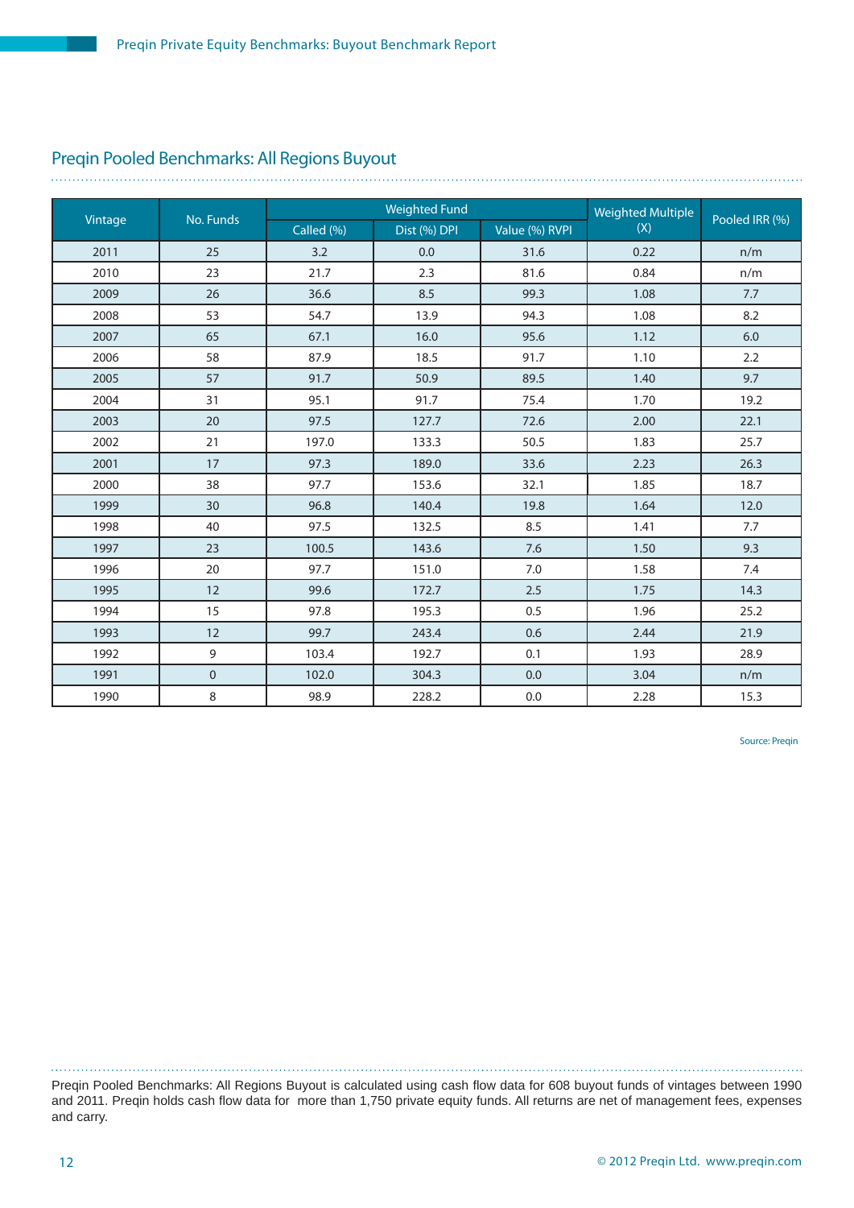## Preqin Pooled Benchmarks: All Regions Buyout

| Vintage | No. Funds | Weighted Fund | | | Weighted Multiple (X) | Pooled IRR (%) |
|---|---|---|---|---|---|---|
| | | Called (%) | Dist (%) DPI | Value (%) RVPI | | |
| 2011 | 25 | 3.2 | 0.0 | 31.6 | 0.22 | n/m |
| 2010 | 23 | 21.7 | 2.3 | 81.6 | 0.84 | n/m |
| 2009 | 26 | 36.6 | 8.5 | 99.3 | 1.08 | 7.7 |
| 2008 | 53 | 54.7 | 13.9 | 94.3 | 1.08 | 8.2 |
| 2007 | 65 | 67.1 | 16.0 | 95.6 | 1.12 | 6.0 |
| 2006 | 58 | 87.9 | 18.5 | 91.7 | 1.10 | 2.2 |
| 2005 | 57 | 91.7 | 50.9 | 89.5 | 1.40 | 9.7 |
| 2004 | 31 | 95.1 | 91.7 | 75.4 | 1.70 | 19.2 |
| 2003 | 20 | 97.5 | 127.7 | 72.6 | 2.00 | 22.1 |
| 2002 | 21 | 197.0 | 133.3 | 50.5 | 1.83 | 25.7 |
| 2001 | 17 | 97.3 | 189.0 | 33.6 | 2.23 | 26.3 |
| 2000 | 38 | 97.7 | 153.6 | 32.1 | 1.85 | 18.7 |
| 1999 | 30 | 96.8 | 140.4 | 19.8 | 1.64 | 12.0 |
| 1998 | 40 | 97.5 | 132.5 | 8.5 | 1.41 | 7.7 |
| 1997 | 23 | 100.5 | 143.6 | 7.6 | 1.50 | 9.3 |
| 1996 | 20 | 97.7 | 151.0 | 7.0 | 1.58 | 7.4 |
| 1995 | 12 | 99.6 | 172.7 | 2.5 | 1.75 | 14.3 |
| 1994 | 15 | 97.8 | 195.3 | 0.5 | 1.96 | 25.2 |
| 1993 | 12 | 99.7 | 243.4 | 0.6 | 2.44 | 21.9 |
| 1992 | 9 | 103.4 | 192.7 | 0.1 | 1.93 | 28.9 |
| 1991 | 0 | 102.0 | 304.3 | 0.0 | 3.04 | n/m |
| 1990 | 8 | 98.9 | 228.2 | 0.0 | 2.28 | 15.3 |

Source: Preqin

Preqin Pooled Benchmarks: All Regions Buyout is calculated using cash flow data for 608 buyout funds of vintages between 1990 and 2011. Preqin holds cash flow data for more than 1,750 private equity funds. All returns are net of management fees, expenses and carry.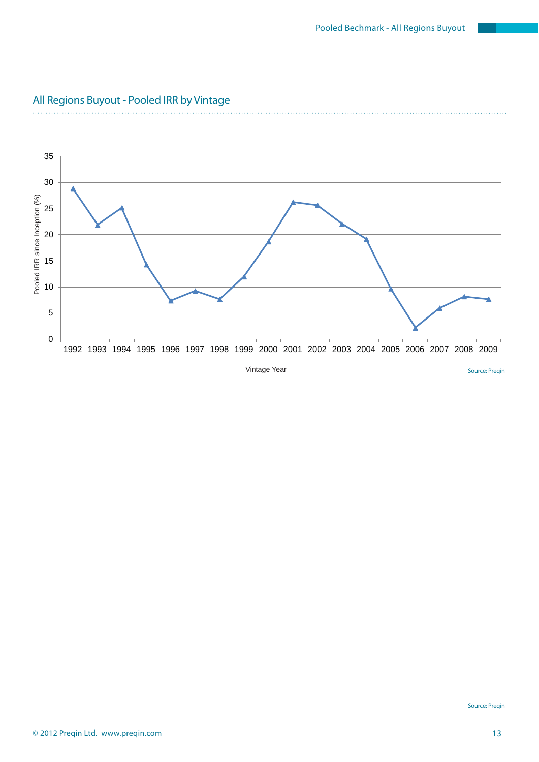## All Regions Buyout - Pooled IRR by Vintage

Source: Preqin

Source: Preqin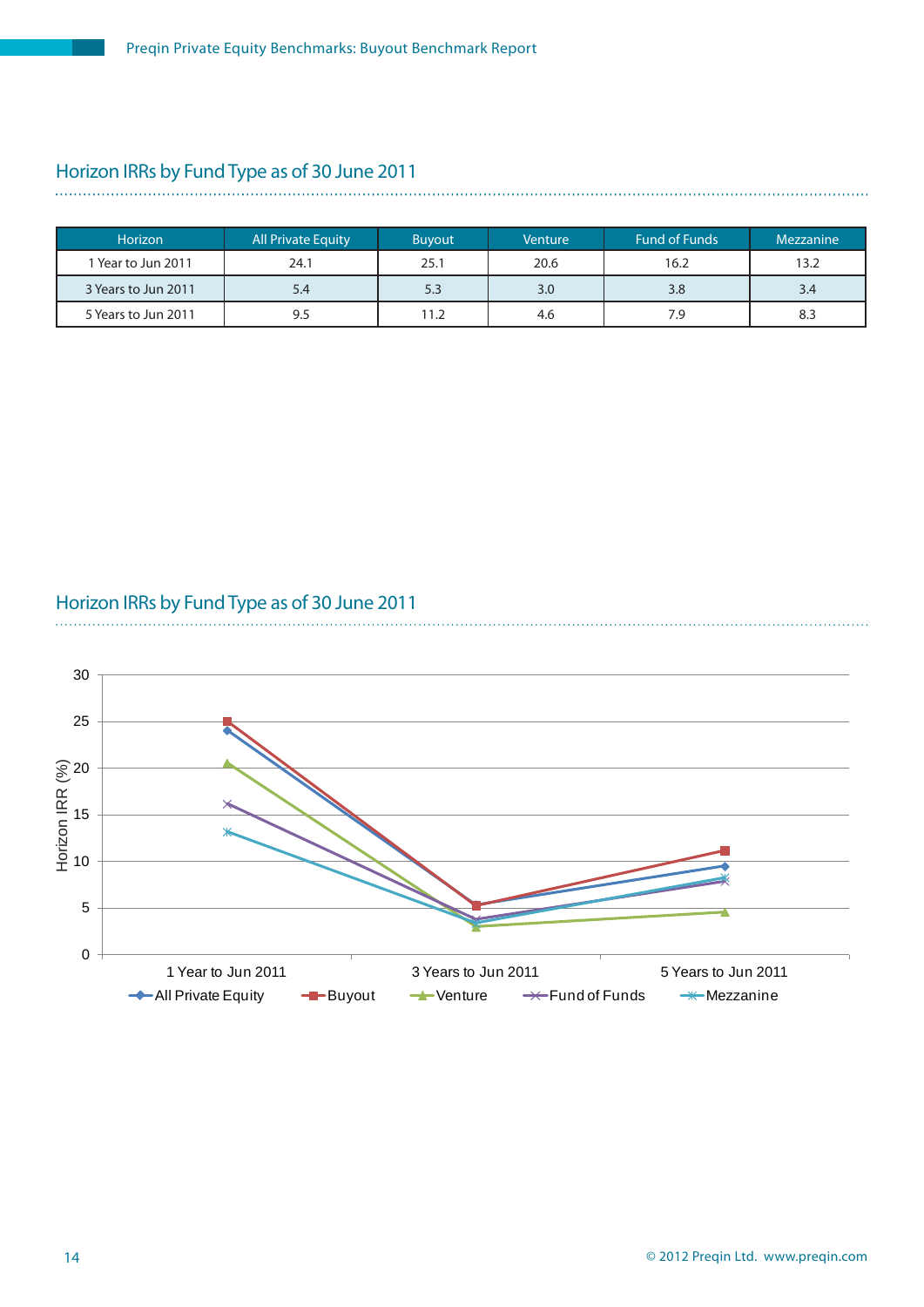## Horizon IRRs by Fund Type as of 30 June 2011

| Horizon | All Private Equity | Buyout | Venture | Fund of Funds | Mezzanine |
|---|---|---|---|---|---|
| 1 Year to Jun 2011 | 24.1 | 25.1 | 20.6 | 16.2 | 13.2 |
| 3 Years to Jun 2011 | 5.4 | 5.3 | 3.0 | 3.8 | 3.4 |
| 5 Years to Jun 2011 | 9.5 | 11.2 | 4.6 | 7.9 | 8.3 |

## Horizon IRRs by Fund Type as of 30 June 2011

Horizon IRR (%)

30
25
20
15
10
5
0

1 Year to Jun 2011 | 3 Years to Jun 2011 | 5 Years to Jun 2011

All Private Equity | Buyout | Venture | Fund of Funds | Mezzanine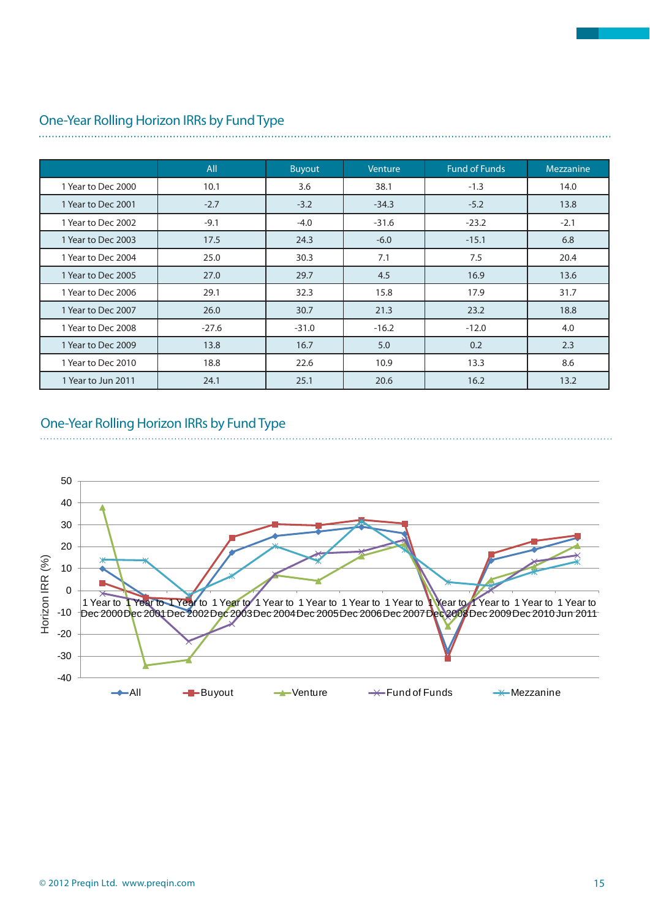## One-Year Rolling Horizon IRRs by Fund Type

| | All | Buyout | Venture | Fund of Funds | Mezzanine |
|---|---|---|---|---|---|
| 1 Year to Dec 2000 | 10.1 | 3.6 | 38.1 | -1.3 | 14.0 |
| 1 Year to Dec 2001 | -2.7 | -3.2 | -34.3 | -5.2 | 13.8 |
| 1 Year to Dec 2002 | -9.1 | -4.0 | -31.6 | -23.2 | -2.1 |
| 1 Year to Dec 2003 | 17.5 | 24.3 | -6.0 | -15.1 | 6.8 |
| 1 Year to Dec 2004 | 25.0 | 30.3 | 7.1 | 7.5 | 20.4 |
| 1 Year to Dec 2005 | 27.0 | 29.7 | 4.5 | 16.9 | 13.6 |
| 1 Year to Dec 2006 | 29.1 | 32.3 | 15.8 | 17.9 | 31.7 |
| 1 Year to Dec 2007 | 26.0 | 30.7 | 21.3 | 23.2 | 18.8 |
| 1 Year to Dec 2008 | -27.6 | -31.0 | -16.2 | -12.0 | 4.0 |
| 1 Year to Dec 2009 | 13.8 | 16.7 | 5.0 | 0.2 | 2.3 |
| 1 Year to Dec 2010 | 18.8 | 22.6 | 10.9 | 13.3 | 8.6 |
| 1 Year to Jun 2011 | 24.1 | 25.1 | 20.6 | 16.2 | 13.2 |

## One-Year Rolling Horizon IRRs by Fund Type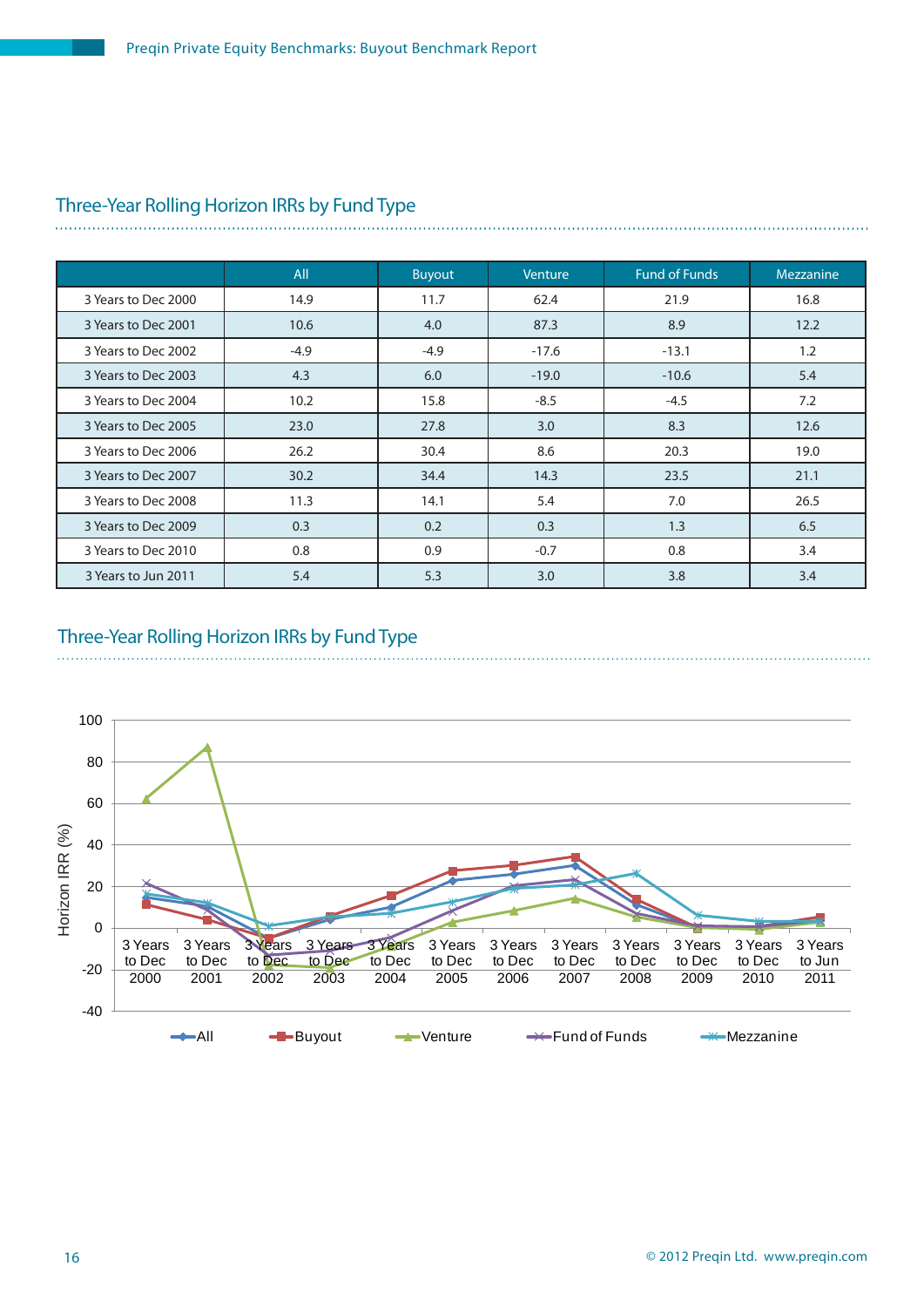## Three-Year Rolling Horizon IRRs by Fund Type

| | All | Buyout | Venture | Fund of Funds | Mezzanine |
|---|---|---|---|---|---|
| 3 Years to Dec 2000 | 14.9 | 11.7 | 62.4 | 21.9 | 16.8 |
| 3 Years to Dec 2001 | 10.6 | 4.0 | 87.3 | 8.9 | 12.2 |
| 3 Years to Dec 2002 | -4.9 | -4.9 | -17.6 | -13.1 | 1.2 |
| 3 Years to Dec 2003 | 4.3 | 6.0 | -19.0 | -10.6 | 5.4 |
| 3 Years to Dec 2004 | 10.2 | 15.8 | -8.5 | -4.5 | 7.2 |
| 3 Years to Dec 2005 | 23.0 | 27.8 | 3.0 | 8.3 | 12.6 |
| 3 Years to Dec 2006 | 26.2 | 30.4 | 8.6 | 20.3 | 19.0 |
| 3 Years to Dec 2007 | 30.2 | 34.4 | 14.3 | 23.5 | 21.1 |
| 3 Years to Dec 2008 | 11.3 | 14.1 | 5.4 | 7.0 | 26.5 |
| 3 Years to Dec 2009 | 0.3 | 0.2 | 0.3 | 1.3 | 6.5 |
| 3 Years to Dec 2010 | 0.8 | 0.9 | -0.7 | 0.8 | 3.4 |
| 3 Years to Jun 2011 | 5.4 | 5.3 | 3.0 | 3.8 | 3.4 |

## Three-Year Rolling Horizon IRRs by Fund Type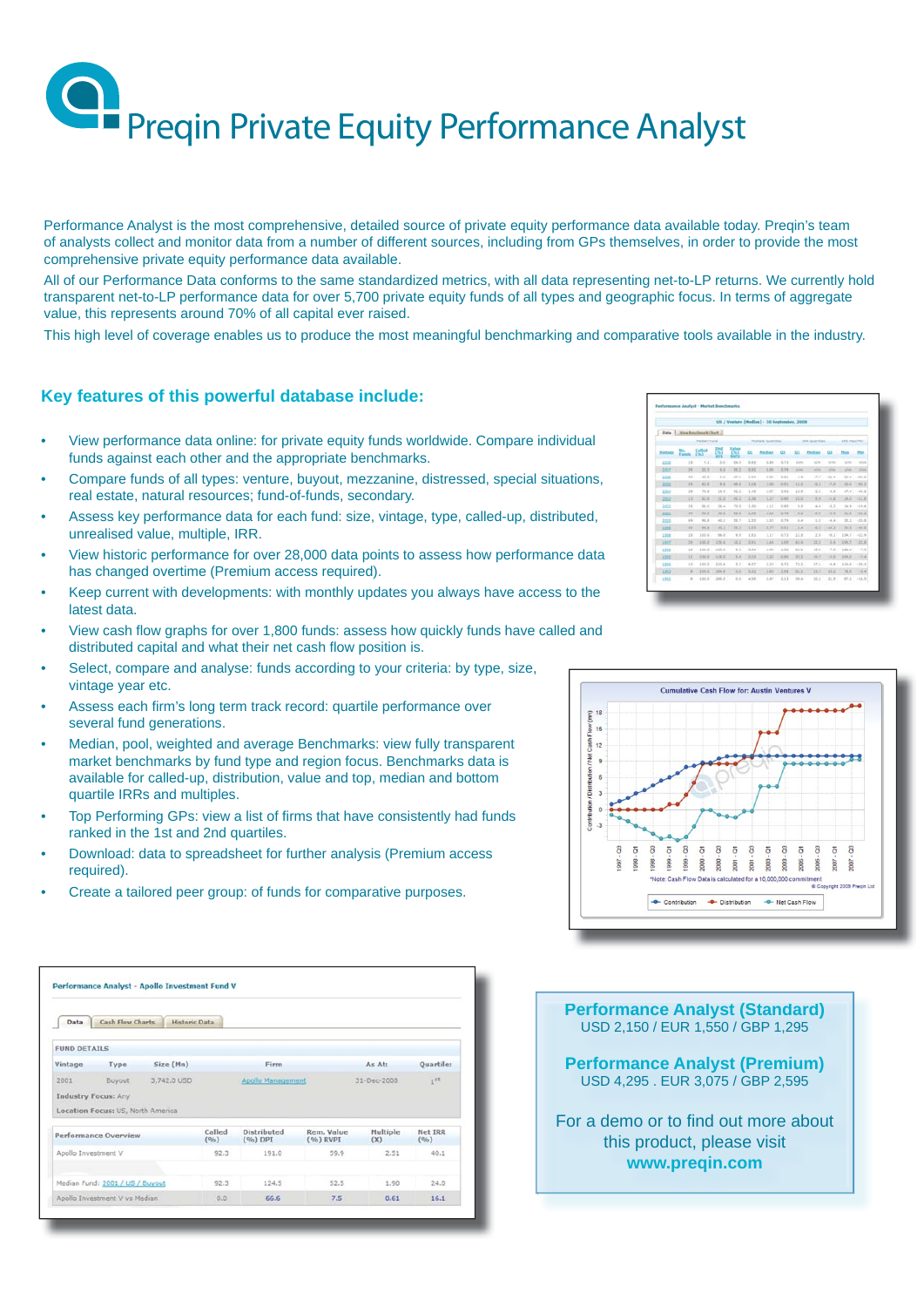# Preqin Private Equity Performance Analyst

Performance Analyst is the most comprehensive, detailed source of private equity performance data available today. Preqin's team of analysts collect and monitor data from a number of different sources, including from GPs themselves, in order to provide the most comprehensive private equity performance data available.

All of our Performance Data conforms to the same standardized metrics, with all data representing net-to-LP returns. We currently hold transparent net-to-LP performance data for over 5,700 private equity funds of all types and geographic focus. In terms of aggregate value, this represents around 70% of all capital ever raised.

This high level of coverage enables us to produce the most meaningful benchmarking and comparative tools available in the industry.

## Key features of this powerful database include:

- View performance data online: for private equity funds worldwide. Compare individual funds against each other and the appropriate benchmarks.
- Compare funds of all types: venture, buyout, mezzanine, distressed, special situations, real estate, natural resources; fund-of-funds, secondary.
- Assess key performance data for each fund: size, vintage, type, called-up, distributed, unrealised value, multiple, IRR.
- View historic performance for over 28,000 data points to assess how performance has changed overtime (Premium access required).
- Keep current with developments: with monthly updates you always have access to the latest data.
- View cash flow graphs for over 1,800 funds: assess how quickly funds have called and distributed capital and what their net cash flow position is.
- Select, compare and analyse: funds according to your criteria: by type, size, vintage year etc.
- Assess each firm's long term track record: quartile performance over several fund generations.
- Median, pool, weighted and average Benchmarks: view fully transparent market benchmarks by fund type and region focus. Benchmarks data is available for called-up, distribution, value and top, median and bottom quartile IRRs and multiples.
- Top Performing GPs: view a list of firms that have consistently had funds ranked in the 1st and 2nd quartiles.
- Download: data to spreadsheet for further analysis (Premium access required).
- Create a tailored peer group: of funds for comparative purposes.

**Performance Analyst (Standard)**
USD 2,150 / EUR 1,550 / GBP 1,295

**Performance Analyst (Premium)**
USD 4,295 . EUR 3,075 / GBP 2,595

For a demo or to find out more about this product, please visit
**www.preqin.com**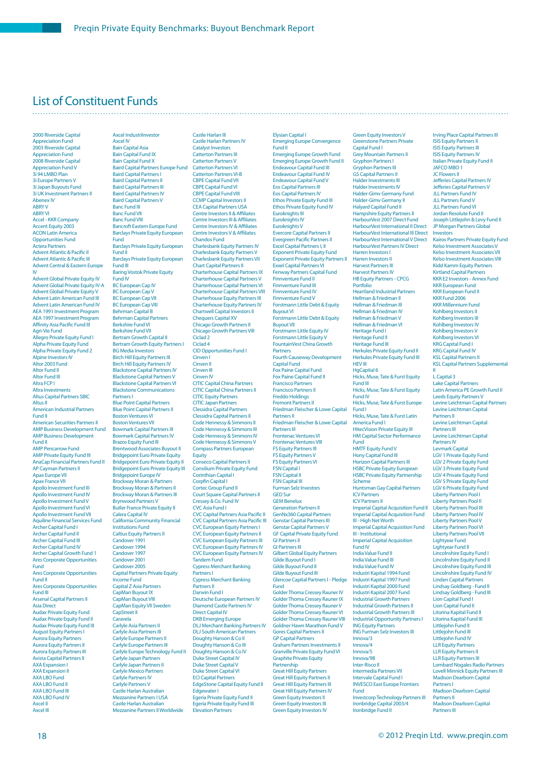# List of Constituent Funds

2000 Riverside Capital Appreciation Fund
2003 Riverside Capital Appreciation Fund
2008 Riverside Capital Appreciation Fund V
3i 94 LMBO Plan
3i Europe Partners V
3i Japan Buyouts Fund
3i UK Investment Partners II
Abenex IV
ABRY V
ABRY VI
Accel - KKR Company
Accent Equity 2003
ACON Latin America Opportunities Fund
Actera Partners
Advent Atlantic & Pacific II
Advent Atlantic & Pacific III
Advent Central & Eastern Europe IV
Advent Global Private Equity IV
Advent Global Private Equity IV-A
Advent Global Private Equity V
Advent Latin American Fund III
Advent Latin American Fund IV
AEA 1991 Investment Program
AEA 1997 Investment Program
Affinity Asia Pacific Fund III
Agri-Vie Fund
Allegro Private Equity Fund I
Alpha Private Equity Fund
Alpha Private Equity Fund 2
Alpine Investors IV
Altor 2003 Fund
Altor Fund II
Altor Fund III
Altra FCP I
Altra Investments
Altus Capital Partners SBIC
Altus II
American Industrial Partners Fund II
American Securities Partners II
AMP Business Development Fund
AMP Business Development Fund II
AMP Pencarrow Fund
AMP Private Equity Fund III
AnaCap Financial Partners Fund II
AP Cayman Partners II
Apax Europe VII
Apax France VII
Apollo Investment Fund III
Apollo Investment Fund IV
Apollo Investment Fund V
Apollo Investment Fund VI
Apollo Investment Fund VII
Aquiline Financial Services Fund
Archer Capital Fund I
Archer Capital Fund II
Archer Capital Fund III
Archer Capital Fund IV
Archer Capital Growth Fund 1
Ares Corporate Opportunities Fund
Ares Corporate Opportunities Fund II
Ares Corporate Opportunities Fund III
Arsenal Capital Partners II
Asia Direct
Audax Private Equity Fund
Audax Private Equity Fund II
Audax Private Equity Fund III
August Equity Partners I
Aurora Equity Partners
Aurora Equity Partners II
Aurora Equity Partners III
Avista Capital Partners II
AXA Expansion I
AXA Expansion II
AXA LBO Fund
AXA LBO Fund II
AXA LBO Fund III
AXA LBO Fund IV
Axcel II
Axcel III
Axcel IndustriInvestor
Axcel IV
Bain Capital Asia
Bain Capital Fund IX
Bain Capital Fund X
Baird Capital Partners Europe Fund
Baird Capital Partners I
Baird Capital Partners II
Baird Capital Partners III
Baird Capital Partners IV
Baird Capital Partners V
Banc Fund III
Banc Fund VII
Banc Fund VIII
Bancroft Eastern Europe Fund
Barclays Private Equity European Fund
Barclays Private Equity European Fund II
Barclays Private Equity European Fund III
Baring Vostok Private Equity Fund IV
BC European Cap IV
BC European Cap V
BC European Cap VII
BC European Cap VIII
Behrman Capital B
Behrman Capital Partners
Berkshire Fund VI
Berkshire Fund VII
Bertram Growth Capital II
Bertram Growth Equity Partners I
BG Media Investors
Birch Hill Equity Partners III
Birch Hill Equity Partners IV
Blackstone Capital Partners IV
Blackstone Capital Partners V
Blackstone Capital Partners VI
Blackstone Communications Partners I
Blue Point Capital Partners
Blue Point Capital Partners II
Boston Ventures VI
Boston Ventures VII
Bowmark Capital Partners III
Bowmark Capital Partners IV
Brazos Equity Fund III
Brentwood Associates Buyout II
Bridgepoint Euro Private Equity
Bridgepoint Euro Private Equity II
Bridgepoint Euro Private Equity III
Bridgepoint Europe IV
Brockway Moran & Partners
Brockway Moran & Partners II
Brockway Moran & Partners III
Brynwood Partners V
Butler France Private Equity II
Calera Capital IV
California Community Financial Institutions Fund
Caltius Equity Partners II
Candover 1991
Candover 1994
Candover 1997
Candover 2001
Candover 2005
Capital Partners Private Equity Income Fund
Capital Z Asia Partners
CapMan Buyout IX
CapMan Buyout VIII
CapMan Equity VII Sweden
CapStreet II
Caravela
Carlyle Asia Partners II
Carlyle Asia Partners III
Carlyle Europe Partners II
Carlyle Europe Partners III
Carlyle Europe Technology Fund II
Carlyle Japan Partners
Carlyle Japan Partners II
Carlyle Mexico Partners
Carlyle Partners IV
Carlyle Partners V
Castle Harlan Australian Mezzanine Partners I USA
Castle Harlan Australian Mezzanine Partners II Worldwide
Castle Harlan III
Castle Harlan Partners IV
Catalyst Investors
Catterton Partners III
Catterton Partners V
Catterton Partners VI
Catterton Partners VI-B
CBPE Capital Fund VII
CBPE Capital Fund VI
CBPE Capital Fund VIII
CCMP Capital Investors II
CEA Capital Partners USA
Centre Investors II & Affiliates
Centre Investors III & Affiliates
Centre Investors IV & Affiliates
Centre Investors V & Affiliates
Chandos Fund
Charlesbank Equity Partners IV
Charlesbank Equity Partners V
Charlesbank Equity Partners VII
Chart Capital Partners II
Charterhouse Capital Partners IX
Charterhouse Capital Partners V
Charterhouse Capital Partners VI
Charterhouse Capital Partners VIII
Charterhouse Equity Partners III
Charterhouse Equity Partners IV
Chartwell Capital Investors II
Chequers Capital XV
Chicago Growth Partners II
Chicago Growth Partners VIII
Ciclad 2
Ciclad 4
CID Opportunities Fund I
Cinven I
Cinven II
Cinven III
Cinven IV
CITIC Capital China Partners
CITIC Capital China Partners II
CITIC Equity Partners
CITIC Japan Partners
Clessidra Capital Partners
Clessidra Capital Partners II
Code Hennessy & Simmons II
Code Hennessy & Simmons III
Code Hennessy & Simmons IV
Code Hennessy & Simmons V
Compass Partners European Equity
Conseco Capital Partners II
Consilium Private Equity Fund
Corinthian Capital I
Corpfin Capital I
Cortec Group Fund II
Court Square Capital Partners II
Cressey & Co. Fund IV
CVC Asia Fund I
CVC Capital Partners Asia Pacific II
CVC Capital Partners Asia Pacific III
CVC European Equity Partners I
CVC European Equity Partners II
CVC European Equity Partners III
CVC European Equity Partners IV
CVC European Equity Partners V
Tandem Fund
Cypress Merchant Banking Partners I
Cypress Merchant Banking Partners II
Darwin Fund I
Deutsche European Partners IV
Diamond Castle Partners IV
Direct Capital IV
DKB Emerging Europe
DLJ Merchant Banking Partners IV
DLJ South American Partners
Doughty Hanson & Co II
Doughty Hanson & Co III
Doughty Hanson & Co IV
Duke Street Capital IV
Duke Street Capital V
Duke Street Capital VI
ECI Capital Partners
EdgeStone Capital Equity Fund II
Edgewater I
Egeria Private Equity Fund II
Egeria Private Equity Fund III
Elevation Partners
Elysian Capital I
Emerging Europe Convergence Fund II
Emerging Europe Growth Fund
Emerging Europe Growth Fund II
Endeavour Capital Fund III
Endeavour Capital Fund IV
Endeavour Capital Fund V
Eos Capital Partners III
Eos Capital Partners IV
Ethos Private Equity Fund III
Ethos Private Equity Fund IV
Euroknights III
Euroknights IV
Euroknights V
Evercore Capital Partners II
Evergreen Pacific Partners II
Excel Capital Partners I, II
Exponent Private Equity Fund
Exponent Private Equity Partners II
Exxel Capital Partners VI
Fenway Partners Capital Fund
Finnventure Fund II
Finnventure Fund III
Finnventure Fund IV
Finnventure Fund V
Forstmann Little Debt & Equity Buyout VI
Forstmann Little Debt & Equity Buyout VII
Forstmann Little Equity IV
Forstmann Little Equity V
FountainVest China Growth Partners
Fourth Causeway Development Capital Fund
Fox Paine Capital Fund
Fox Paine Capital Fund II
Francisco Partners
Francisco Partners II
Freddo Holdings
Fremont Partners II
Friedman Fleischer & Lowe Capital Partners II
Friedman Fleischer & Lowe Capital Partners III
Frontenac Ventures VI
Frontenac Ventures VIII
FS Equity Partners III
FS Equity Partners V
FS Equity Partners VI
FSN Capital I
FSN Capital II
FSN Capital III
Furman Selz Investors
GED Sur
GEM Benelux
Generation Partners II
GenNx360 Capital Partners
Genstar Capital Partners III
Genstar Capital Partners V
GF Capital Private Equity Fund
GI Partners II
GI Partners III
Gilbert Global Equity Partners
Gilde Buyout Fund I
Gilde Buyout Fund II
Gilde Buyout Fund III
Glencoe Capital Partners I - Pledge Fund
Golder Thoma Cressey Rauner IV
Golder Thoma Cressey Rauner IX
Golder Thoma Cressey Rauner V
Golder Thoma Cressey Rauner VI
Golder Thoma Cressey Rauner VIII
Goldner Hawn Marathon Fund V
Gores Capital Partners II
GP Capital Partners
Graham Partners Investments II
Granville Private Equity Fund VI
Graphite Private Equity Partnership
Great Hill Equity Partners
Great Hill Equity Partners II
Great Hill Equity Partners III
Great Hill Equity Partners IV
Green Equity Investors II
Green Equity Investors III
Green Equity Investors IV
Green Equity Investors V
Greenstone Partners Private Capital Fund I
Grey Mountain Partners II
Gryphon Partners I
Gryphon Partners III
GS Capital Partners II
Halder Investments III
Halder Investments IV
Halder-Gimv Germany Fund
Halder-Gimv Germany II
Halyard Capital Fund II
Hampshire Equity Partners II
HarbourVest 2007 Direct Fund
HarbourVest International II Direct
HarbourVest International III Direct
HarbourVest International V Direct
HarbourVest Partners IV Direct
Harren Investors I
Harren Investors II
Harvest Partners III
Harvest Partners IV
HB Equity Partners - CPCG Portfolio
Heartland Industrial Partners
Hellman & Friedman II
Hellman & Friedman III
Hellman & Friedman IV
Hellman & Friedman V
Hellman & Friedman VI
Heritage Fund I
Heritage Fund II
Heritage Fund III
Herkules Private Equity Fund II
Herkules Private Equity Fund III
HEV III
HgCapital 6
Hicks, Muse, Tate & Furst Equity Fund III
Hicks, Muse, Tate & Furst Equity Fund IV
Hicks, Muse, Tate & Furst Europe Fund I
Hicks, Muse, Tate & Furst Latin America Fund I
HitecVision Private Equity III
HM Capital Sector Performance Fund
HMTF Equity Fund V
Hony Capital Fund III
Horizon Capital Partners III
HSBC Private Equity European
HSBC Private Equity Partnership Scheme
Huntsman Gay Capital Partners
ICV Partners
ICV Partners II
Imperial Capital Acquisition Fund II
Imperial Capital Acquisition Fund III - High Net Worth
Imperial Capital Acquisition Fund III - Institutional
Imperial Capital Acquisition Fund IV
India Value Fund II
India Value Fund III
India Value Fund IV
Industri Kapital 1994 Fund
Industri Kapital 1997 Fund
Industri Kapital 2000 Fund
Industri Kapital 2007 Fund
Industrial Growth Partners
Industrial Growth Partners II
Industrial Growth Partners III
Industrial Opportunity Partners I
ING Equity Partners
ING Furman Selz Investors III
Innova/3
Innova/4
Innova/5
Innova/98
Inter-Risco II
Intermedia Partners VII
Intervale Capital Fund I
INVESCO East Europe Frontiers Fund
Investcorp Technology Partners III
Ironbridge Capital 2003/4
Ironbridge Fund II
Irving Place Capital Partners III
ISIS Equity Partners II
ISIS Equity Partners III
ISIS Equity Partners IV
Italian Private Equity Fund II
JAFCO MBO 1
JC Flowers II
Jefferies Capital Partners IV
Jefferies Capital Partners V
JLL Partners Fund IV
JLL Partners Fund V
JLL Partners Fund VI
Jordan Resolute Fund II
Joseph Littlejohn & Levy Fund II
JP Morgan Partners Global Investors
Kairos Partners Private Equity Fund
Kelso Investment Associates V
Kelso Investment Associates VII
Kelso Investment Associates VIII
Kidd Kamm Equity Partners
Kirtland Capital Partners
KKR E2 Investors - Annex Fund
KKR European Fund
KKR European Fund II
KKR Fund 2006
KKR Millennium Fund
Kohlberg Investors II
Kohlberg Investors III
Kohlberg Investors IV
Kohlberg Investors V
Kohlberg Investors VI
KRG Capital Fund I
KRG Capital Fund IV
KSL Capital Partners II
KSL Capital Partners Supplemental II
L Capital 3
Lake Capital Partners
Latin America PE Growth Fund II
Leeds Equity Partners V
Levine Leichtman Capital Partners
Levine Leichtman Capital Partners II
Levine Leichtman Capital Partners III
Levine Leichtman Capital Partners IV
Levmark Capital
LGV 1 Private Equity Fund
LGV 2 Private Equity Fund
LGV 3 Private Equity Fund
LGV 4 Private Equity Fund
LGV 5 Private Equity Fund
LGV 6 Private Equity Fund
Liberty Partners Pool I
Liberty Partners Pool II
Liberty Partners Pool III
Liberty Partners Pool IV
Liberty Partners Pool V
Liberty Partners Pool VI
Liberty Partners Pool VII
Lightyear Fund
Lightyear Fund II
Lincolnshire Equity Fund I
Lincolnshire Equity Fund II
Lincolnshire Equity Fund III
Lincolnshire Equity Fund IV
Linden Capital Partners
Lindsay Goldberg - Fund II
Lindsay Goldberg - Fund III
Lion Capital Fund I
Lion Capital Fund II
Litorina Kapital Fund II
Litorina Kapital Fund III
Littlejohn Fund II
Littlejohn Fund III
Littlejohn Fund IV
LLR Equity Partners
LLR Equity Partners II
LLR Equity Partners III
Lombard Nogales Radio Partners
Lovell Minnick Equity Partners III
Madison Dearborn Capital Partners I
Madison Dearborn Capital Partners II
Madison Dearborn Capital Partners III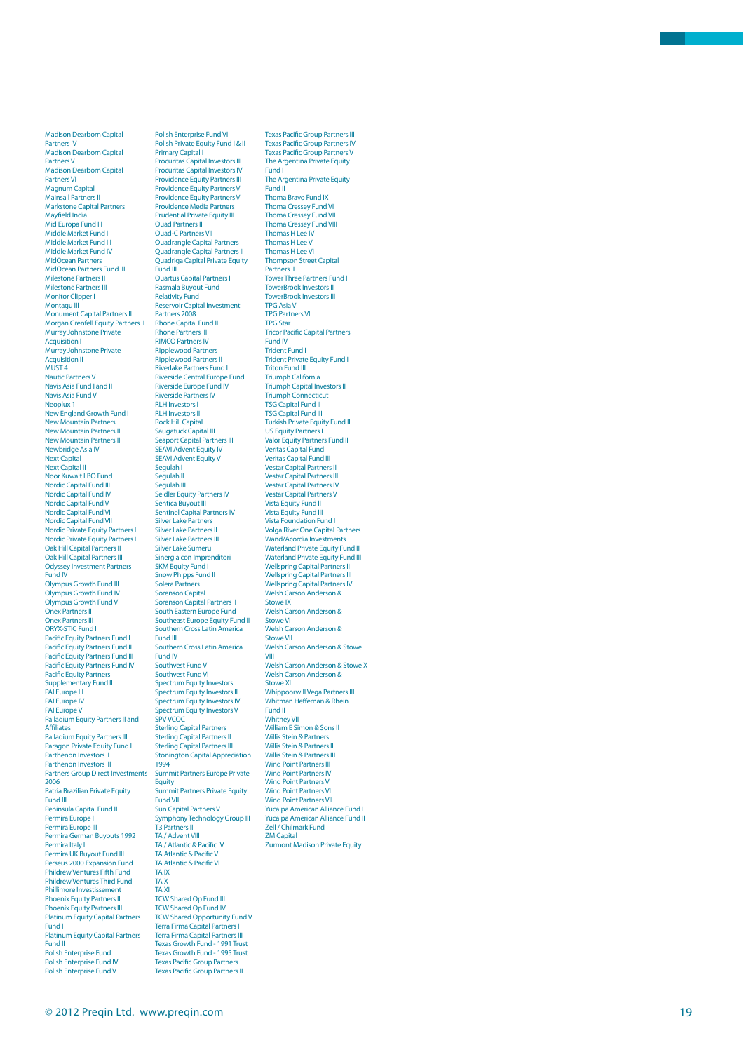Madison Dearborn Capital Partners IV
Madison Dearborn Capital Partners V
Madison Dearborn Capital Partners VI
Magnum Capital
Mainsail Partners II
Markstone Capital Partners
Mayfield India
Mid Europa Fund III
Middle Market Fund II
Middle Market Fund III
Middle Market Fund IV
MidOcean Partners
MidOcean Partners Fund III
Milestone Partners II
Milestone Partners III
Monitor Clipper I
Montagu III
Monument Capital Partners II
Morgan Grenfell Equity Partners II
Murray Johnstone Private Acquisition I
Murray Johnstone Private Acquisition II
MUST 4
Nautic Partners V
Navis Asia Fund I and II
Navis Asia Fund V
Neoplux 1
New England Growth Fund I
New Mountain Partners
New Mountain Partners II
New Mountain Partners III
Newbridge Asia IV
Next Capital
Next Capital II
Noor Kuwait LBO Fund
Nordic Capital Fund III
Nordic Capital Fund IV
Nordic Capital Fund V
Nordic Capital Fund VI
Nordic Capital Fund VII
Nordic Private Equity Partners I
Nordic Private Equity Partners II
Oak Hill Capital Partners II
Oak Hill Capital Partners III
Odyssey Investment Partners Fund IV
Olympus Growth Fund III
Olympus Growth Fund IV
Olympus Growth Fund V
Onex Partners II
Onex Partners III
ORYX-STIC Fund I
Pacific Equity Partners Fund I
Pacific Equity Partners Fund II
Pacific Equity Partners Fund III
Pacific Equity Partners Fund IV
Pacific Equity Partners Supplementary Fund II
PAI Europe III
PAI Europe IV
PAI Europe V
Palladium Equity Partners II and Affiliates
Palladium Equity Partners III
Paragon Private Equity Fund I
Parthenon Investors II
Parthenon Investors III
Partners Group Direct Investments 2006
Patria Brazilian Private Equity Fund III
Peninsula Capital Fund II
Permira Europe I
Permira Europe III
Permira German Buyouts 1992
Permira Italy II
Permira UK Buyout Fund III
Perseus 2000 Expansion Fund
Phildrew Ventures Fifth Fund
Phildrew Ventures Third Fund
Phillimore Investissement
Phoenix Equity Partners II
Phoenix Equity Partners III
Platinum Equity Capital Partners Fund I
Platinum Equity Capital Partners Fund II
Polish Enterprise Fund
Polish Enterprise Fund IV
Polish Enterprise Fund V
Polish Enterprise Fund VI
Polish Private Equity Fund I & II
Primary Capital I
Procuritas Capital Investors III
Procuritas Capital Investors IV
Providence Equity Partners III
Providence Equity Partners V
Providence Equity Partners VI
Providence Media Partners
Prudential Private Equity III
Quad Partners II
Quad-C Partners VII
Quadrangle Capital Partners
Quadrangle Capital Partners II
Quadriga Capital Private Equity Fund III
Quartus Capital Partners I
Rasmala Buyout Fund
Relativity Fund
Reservoir Capital Investment Partners 2008
Rhone Capital Fund II
Rhone Partners III
RIMCO Partners IV
Ripplewood Partners
Ripplewood Partners II
Riverlake Partners Fund I
Riverside Central Europe Fund
Riverside Europe Fund IV
Riverside Partners IV
RLH Investors I
RLH Investors II
Rock Hill Capital I
Saugatuck Capital III
Seaport Capital Partners III
SEAVI Advent Equity IV
SEAVI Advent Equity V
Segulah I
Segulah II
Segulah III
Seidler Equity Partners IV
Sentica Buyout III
Sentinel Capital Partners IV
Silver Lake Partners
Silver Lake Partners II
Silver Lake Partners III
Silver Lake Sumeru
Sinergia con Imprenditori
SKM Equity Fund I
Snow Phipps Fund II
Solera Partners
Sorenson Capital
Sorenson Capital Partners II
South Eastern Europe Fund
Southeast Europe Equity Fund II
Southern Cross Latin America Fund III
Southern Cross Latin America Fund IV
Southwest Fund V
Southwest Fund VI
Spectrum Equity Investors
Spectrum Equity Investors II
Spectrum Equity Investors IV
Spectrum Equity Investors V
SPV VCOC
Sterling Capital Partners
Sterling Capital Partners II
Sterling Capital Partners III
Stonington Capital Appreciation 1994
Summit Partners Europe Private Equity
Summit Partners Private Equity Fund VII
Sun Capital Partners V
Symphony Technology Group III
T3 Partners II
TA / Advent VIII
TA / Atlantic & Pacific IV
TA Atlantic & Pacific V
TA Atlantic & Pacific VI
TA IX
TA X
TA XI
TCW Shared Op Fund III
TCW Shared Op Fund IV
TCW Shared Opportunity Fund V
Terra Firma Capital Partners I
Terra Firma Capital Partners III
Texas Growth Fund - 1991 Trust
Texas Growth Fund - 1995 Trust
Texas Pacific Group Partners
Texas Pacific Group Partners II
Texas Pacific Group Partners III
Texas Pacific Group Partners IV
Texas Pacific Group Partners V
The Argentina Private Equity Fund I
The Argentina Private Equity Fund II
Thoma Bravo Fund IX
Thoma Cressey Fund VI
Thoma Cressey Fund VII
Thoma Cressey Fund VIII
Thomas H Lee IV
Thomas H Lee V
Thomas H Lee VI
Thompson Street Capital Partners II
Tower Three Partners Fund I
TowerBrook Investors II
TowerBrook Investors III
TPG Asia V
TPG Partners VI
TPG Star
Tricor Pacific Capital Partners Fund IV
Trident Fund I
Trident Private Equity Fund I
Triton Fund III
Triumph California
Triumph Capital Investors II
Triumph Connecticut
TSG Capital Fund II
TSG Capital Fund III
Turkish Private Equity Fund II
US Equity Partners I
Valor Equity Partners Fund II
Veritas Capital Fund
Veritas Capital Fund III
Vestar Capital Partners II
Vestar Capital Partners III
Vestar Capital Partners IV
Vestar Capital Partners V
Vista Equity Fund II
Vista Equity Fund III
Vista Foundation Fund I
Volga River One Capital Partners
Wand/Acordia Investments
Waterland Private Equity Fund II
Waterland Private Equity Fund III
Wellspring Capital Partners II
Wellspring Capital Partners III
Wellspring Capital Partners IV
Welsh Carson Anderson & Stowe IX
Welsh Carson Anderson & Stowe VI
Welsh Carson Anderson & Stowe VII
Welsh Carson Anderson & Stowe VIII
Welsh Carson Anderson & Stowe X
Welsh Carson Anderson & Stowe XI
Whippoorwill Vega Partners III
Whitman Heffernan & Rhein Fund II
Whitney VII
William E Simon & Sons II
Willis Stein & Partners
Willis Stein & Partners II
Willis Stein & Partners III
Wind Point Partners III
Wind Point Partners IV
Wind Point Partners V
Wind Point Partners VI
Wind Point Partners VII
Yucaipa American Alliance Fund I
Yucaipa American Alliance Fund II
Zell / Chilmark Fund
ZM Capital
Zurmont Madison Private Equity

© 2012 Preqin Ltd. www.preqin.com